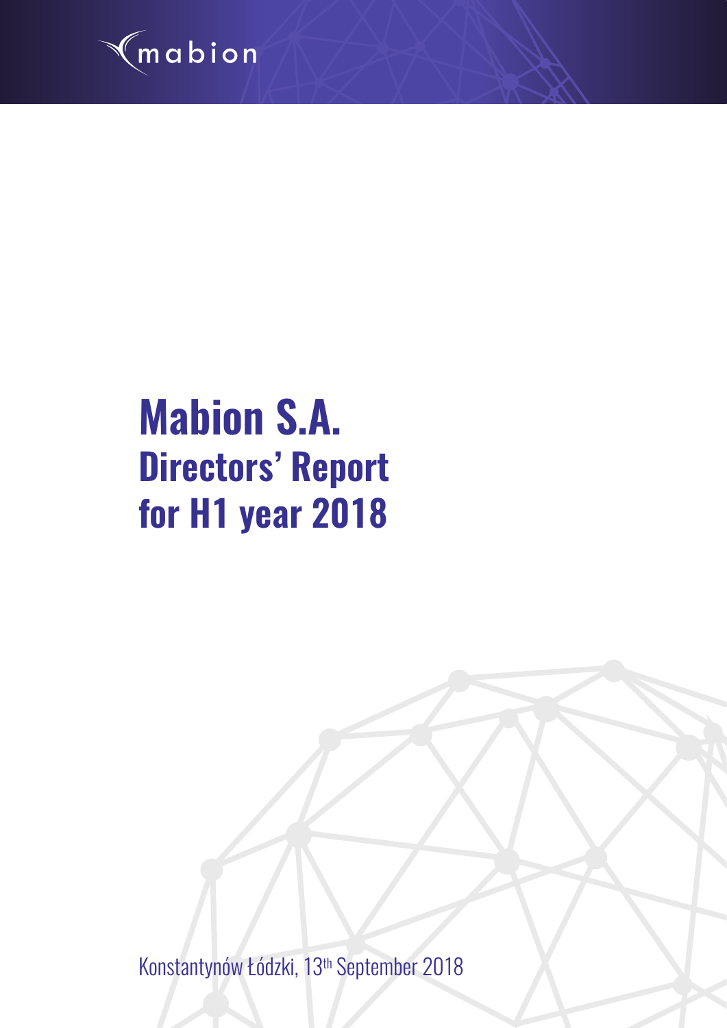mabion

# Mabion S.A.
## Directors' Report for H1 year 2018

Konstantynów Łódzki, 13th September 2018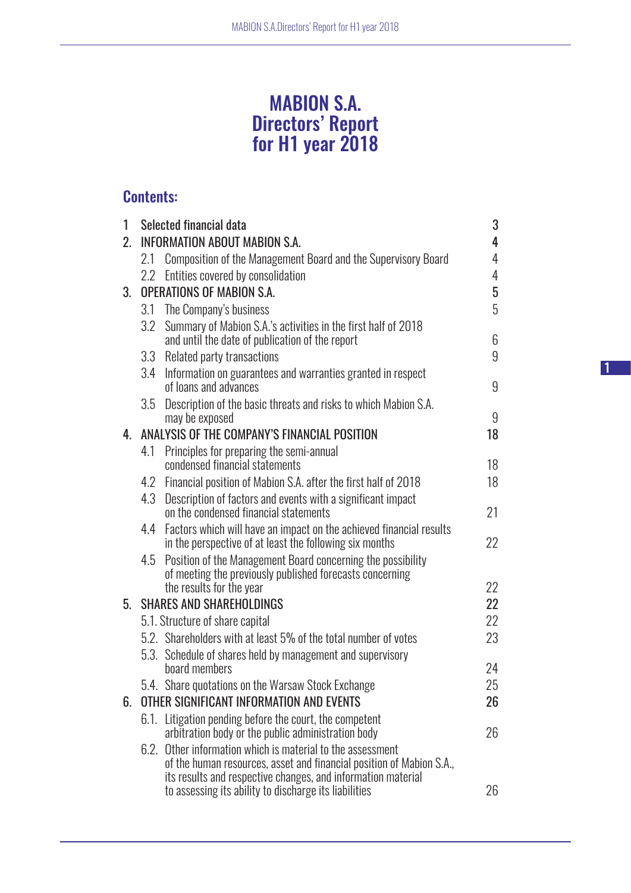# MABION S.A. Directors' Report for H1 year 2018

## Contents:

| | | |
|---|---|---|
| 1 | Selected financial data | 3 |
| 2. | INFORMATION ABOUT MABION S.A. | 4 |
| | 2.1 Composition of the Management Board and the Supervisory Board | 4 |
| | 2.2 Entities covered by consolidation | 4 |
| 3. | OPERATIONS OF MABION S.A. | 5 |
| | 3.1 The Company's business | 5 |
| | 3.2 Summary of Mabion S.A.'s activities in the first half of 2018 and until the date of publication of the report | 6 |
| | 3.3 Related party transactions | 9 |
| | 3.4 Information on guarantees and warranties granted in respect of loans and advances | 9 |
| | 3.5 Description of the basic threats and risks to which Mabion S.A. may be exposed | 9 |
| 4. | ANALYSIS OF THE COMPANY'S FINANCIAL POSITION | 18 |
| | 4.1 Principles for preparing the semi-annual condensed financial statements | 18 |
| | 4.2 Financial position of Mabion S.A. after the first half of 2018 | 18 |
| | 4.3 Description of factors and events with a significant impact on the condensed financial statements | 21 |
| | 4.4 Factors which will have an impact on the achieved financial results in the perspective of at least the following six months | 22 |
| | 4.5 Position of the Management Board concerning the possibility of meeting the previously published forecasts concerning the results for the year | 22 |
| 5. | SHARES AND SHAREHOLDINGS | 22 |
| | 5.1. Structure of share capital | 22 |
| | 5.2. Shareholders with at least 5% of the total number of votes | 23 |
| | 5.3. Schedule of shares held by management and supervisory board members | 24 |
| | 5.4. Share quotations on the Warsaw Stock Exchange | 25 |
| 6. | OTHER SIGNIFICANT INFORMATION AND EVENTS | 26 |
| | 6.1. Litigation pending before the court, the competent arbitration body or the public administration body | 26 |
| | 6.2. Other information which is material to the assessment of the human resources, asset and financial position of Mabion S.A., its results and respective changes, and information material to assessing its ability to discharge its liabilities | 26 |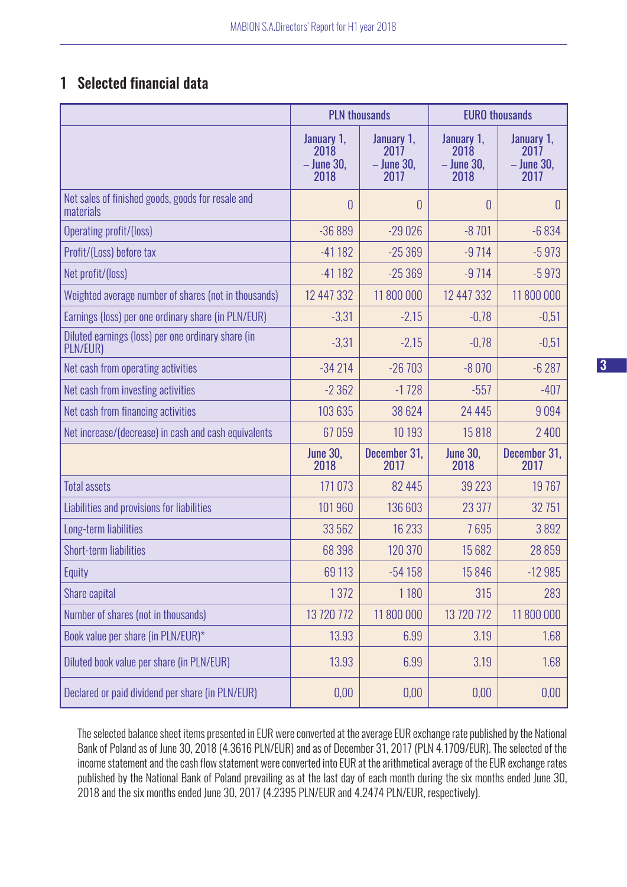# 1 Selected financial data

| | PLN thousands | | EURO thousands | |
|---|---|---|---|---|
| | January 1, 2018 – June 30, 2018 | January 1, 2017 – June 30, 2017 | January 1, 2018 – June 30, 2018 | January 1, 2017 – June 30, 2017 |
| Net sales of finished goods, goods for resale and materials | 0 | 0 | 0 | 0 |
| Operating profit/(loss) | -36 889 | -29 026 | -8 701 | -6 834 |
| Profit/(Loss) before tax | -41 182 | -25 369 | -9 714 | -5 973 |
| Net profit/(loss) | -41 182 | -25 369 | -9 714 | -5 973 |
| Weighted average number of shares (not in thousands) | 12 447 332 | 11 800 000 | 12 447 332 | 11 800 000 |
| Earnings (loss) per one ordinary share (in PLN/EUR) | -3,31 | -2,15 | -0,78 | -0,51 |
| Diluted earnings (loss) per one ordinary share (in PLN/EUR) | -3,31 | -2,15 | -0,78 | -0,51 |
| Net cash from operating activities | -34 214 | -26 703 | -8 070 | -6 287 |
| Net cash from investing activities | -2 362 | -1 728 | -557 | -407 |
| Net cash from financing activities | 103 635 | 38 624 | 24 445 | 9 094 |
| Net increase/(decrease) in cash and cash equivalents | 67 059 | 10 193 | 15 818 | 2 400 |
| | June 30, 2018 | December 31, 2017 | June 30, 2018 | December 31, 2017 |
| Total assets | 171 073 | 82 445 | 39 223 | 19 767 |
| Liabilities and provisions for liabilities | 101 960 | 136 603 | 23 377 | 32 751 |
| Long-term liabilities | 33 562 | 16 233 | 7 695 | 3 892 |
| Short-term liabilities | 68 398 | 120 370 | 15 682 | 28 859 |
| Equity | 69 113 | -54 158 | 15 846 | -12 985 |
| Share capital | 1 372 | 1 180 | 315 | 283 |
| Number of shares (not in thousands) | 13 720 772 | 11 800 000 | 13 720 772 | 11 800 000 |
| Book value per share (in PLN/EUR)* | 13.93 | 6.99 | 3.19 | 1.68 |
| Diluted book value per share (in PLN/EUR) | 13.93 | 6.99 | 3.19 | 1.68 |
| Declared or paid dividend per share (in PLN/EUR) | 0,00 | 0,00 | 0,00 | 0,00 |

The selected balance sheet items presented in EUR were converted at the average EUR exchange rate published by the National Bank of Poland as of June 30, 2018 (4.3616 PLN/EUR) and as of December 31, 2017 (PLN 4.1709/EUR). The selected of the income statement and the cash flow statement were converted into EUR at the arithmetical average of the EUR exchange rates published by the National Bank of Poland prevailing as at the last day of each month during the six months ended June 30, 2018 and the six months ended June 30, 2017 (4.2395 PLN/EUR and 4.2474 PLN/EUR, respectively).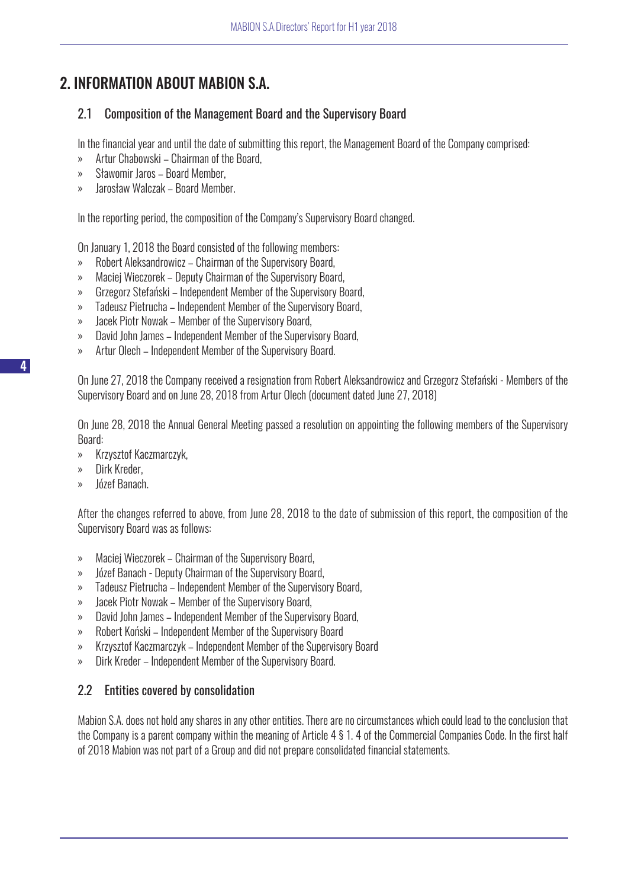# 2. INFORMATION ABOUT MABION S.A.

## 2.1 Composition of the Management Board and the Supervisory Board

In the financial year and until the date of submitting this report, the Management Board of the Company comprised:

- Artur Chabowski – Chairman of the Board,
- Sławomir Jaros – Board Member,
- Jarosław Walczak – Board Member.

In the reporting period, the composition of the Company's Supervisory Board changed.

On January 1, 2018 the Board consisted of the following members:

- Robert Aleksandrowicz – Chairman of the Supervisory Board,
- Maciej Wieczorek – Deputy Chairman of the Supervisory Board,
- Grzegorz Stefański – Independent Member of the Supervisory Board,
- Tadeusz Pietrucha – Independent Member of the Supervisory Board,
- Jacek Piotr Nowak – Member of the Supervisory Board,
- David John James – Independent Member of the Supervisory Board,
- Artur Olech – Independent Member of the Supervisory Board.

On June 27, 2018 the Company received a resignation from Robert Aleksandrowicz and Grzegorz Stefański - Members of the Supervisory Board and on June 28, 2018 from Artur Olech (document dated June 27, 2018)

On June 28, 2018 the Annual General Meeting passed a resolution on appointing the following members of the Supervisory Board:

- Krzysztof Kaczmarczyk,
- Dirk Kreder,
- Józef Banach.

After the changes referred to above, from June 28, 2018 to the date of submission of this report, the composition of the Supervisory Board was as follows:

- Maciej Wieczorek – Chairman of the Supervisory Board,
- Józef Banach - Deputy Chairman of the Supervisory Board,
- Tadeusz Pietrucha – Independent Member of the Supervisory Board,
- Jacek Piotr Nowak – Member of the Supervisory Board,
- David John James – Independent Member of the Supervisory Board,
- Robert Koński – Independent Member of the Supervisory Board
- Krzysztof Kaczmarczyk – Independent Member of the Supervisory Board
- Dirk Kreder – Independent Member of the Supervisory Board.

## 2.2 Entities covered by consolidation

Mabion S.A. does not hold any shares in any other entities. There are no circumstances which could lead to the conclusion that the Company is a parent company within the meaning of Article 4 § 1. 4 of the Commercial Companies Code. In the first half of 2018 Mabion was not part of a Group and did not prepare consolidated financial statements.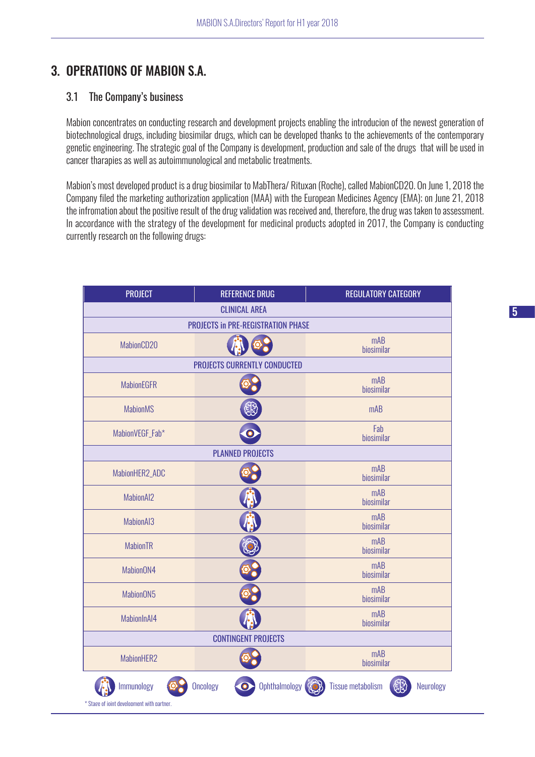# 3. OPERATIONS OF MABION S.A.

## 3.1 The Company's business

Mabion concentrates on conducting research and development projects enabling the introducion of the newest generation of biotechnological drugs, including biosimilar drugs, which can be developed thanks to the achievements of the contemporary genetic engineering. The strategic goal of the Company is development, production and sale of the drugs that will be used in cancer tharapies as well as autoimmunological and metabolic treatments.

Mabion's most developed product is a drug biosimilar to MabThera/ Rituxan (Roche), called MabionCD20. On June 1, 2018 the Company filed the marketing authorization application (MAA) with the European Medicines Agency (EMA); on June 21, 2018 the infromation about the positive result of the drug validation was received and, therefore, the drug was taken to assessment. In accordance with the strategy of the development for medicinal products adopted in 2017, the Company is conducting currently research on the following drugs:

| PROJECT | REFERENCE DRUG | REGULATORY CATEGORY |
|---|---|---|
| **CLINICAL AREA** | | |
| **PROJECTS in PRE-REGISTRATION PHASE** | | |
| MabionCD20 | Immunology, Oncology | mAB biosimilar |
| **PROJECTS CURRENTLY CONDUCTED** | | |
| MabionEGFR | Oncology | mAB biosimilar |
| MabionMS | Neurology | mAB |
| MabionVEGF_Fab* | Ophthalmology | Fab biosimilar |
| **PLANNED PROJECTS** | | |
| MabionHER2_ADC | Oncology | mAB biosimilar |
| MabionAI2 | Immunology | mAB biosimilar |
| MabionAI3 | Immunology | mAB biosimilar |
| MabionTR | Tissue metabolism | mAB biosimilar |
| MabionON4 | Oncology | mAB biosimilar |
| MabionON5 | Oncology | mAB biosimilar |
| MabionInAI4 | Immunology | mAB biosimilar |
| **CONTINGENT PROJECTS** | | |
| MabionHER2 | Oncology | mAB biosimilar |

Immunology | Oncology | Ophthalmology | Tissue metabolism | Neurology

\* Stage of joint development with partner.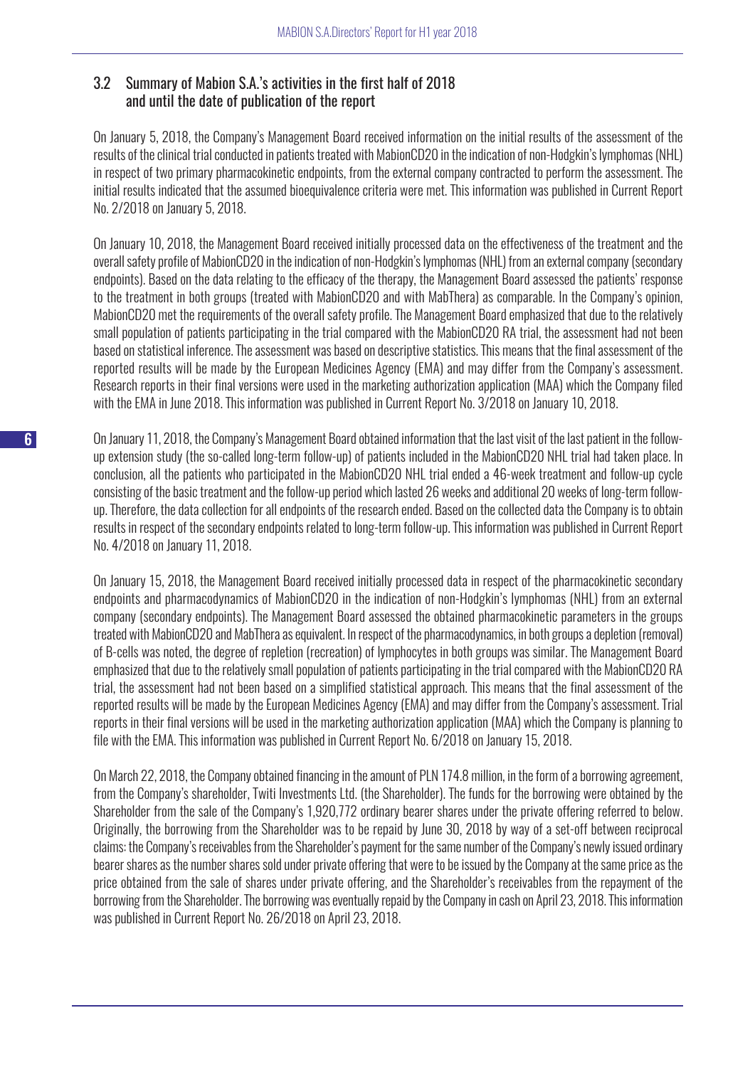## 3.2 Summary of Mabion S.A.'s activities in the first half of 2018 and until the date of publication of the report

On January 5, 2018, the Company's Management Board received information on the initial results of the assessment of the results of the clinical trial conducted in patients treated with MabionCD20 in the indication of non-Hodgkin's lymphomas (NHL) in respect of two primary pharmacokinetic endpoints, from the external company contracted to perform the assessment. The initial results indicated that the assumed bioequivalence criteria were met. This information was published in Current Report No. 2/2018 on January 5, 2018.

On January 10, 2018, the Management Board received initially processed data on the effectiveness of the treatment and the overall safety profile of MabionCD20 in the indication of non-Hodgkin's lymphomas (NHL) from an external company (secondary endpoints). Based on the data relating to the efficacy of the therapy, the Management Board assessed the patients' response to the treatment in both groups (treated with MabionCD20 and with MabThera) as comparable. In the Company's opinion, MabionCD20 met the requirements of the overall safety profile. The Management Board emphasized that due to the relatively small population of patients participating in the trial compared with the MabionCD20 RA trial, the assessment had not been based on statistical inference. The assessment was based on descriptive statistics. This means that the final assessment of the reported results will be made by the European Medicines Agency (EMA) and may differ from the Company's assessment. Research reports in their final versions were used in the marketing authorization application (MAA) which the Company filed with the EMA in June 2018. This information was published in Current Report No. 3/2018 on January 10, 2018.

On January 11, 2018, the Company's Management Board obtained information that the last visit of the last patient in the follow-up extension study (the so-called long-term follow-up) of patients included in the MabionCD20 NHL trial had taken place. In conclusion, all the patients who participated in the MabionCD20 NHL trial ended a 46-week treatment and follow-up cycle consisting of the basic treatment and the follow-up period which lasted 26 weeks and additional 20 weeks of long-term follow-up. Therefore, the data collection for all endpoints of the research ended. Based on the collected data the Company is to obtain results in respect of the secondary endpoints related to long-term follow-up. This information was published in Current Report No. 4/2018 on January 11, 2018.

On January 15, 2018, the Management Board received initially processed data in respect of the pharmacokinetic secondary endpoints and pharmacodynamics of MabionCD20 in the indication of non-Hodgkin's lymphomas (NHL) from an external company (secondary endpoints). The Management Board assessed the obtained pharmacokinetic parameters in the groups treated with MabionCD20 and MabThera as equivalent. In respect of the pharmacodynamics, in both groups a depletion (removal) of B-cells was noted, the degree of repletion (recreation) of lymphocytes in both groups was similar. The Management Board emphasized that due to the relatively small population of patients participating in the trial compared with the MabionCD20 RA trial, the assessment had not been based on a simplified statistical approach. This means that the final assessment of the reported results will be made by the European Medicines Agency (EMA) and may differ from the Company's assessment. Trial reports in their final versions will be used in the marketing authorization application (MAA) which the Company is planning to file with the EMA. This information was published in Current Report No. 6/2018 on January 15, 2018.

On March 22, 2018, the Company obtained financing in the amount of PLN 174.8 million, in the form of a borrowing agreement, from the Company's shareholder, Twiti Investments Ltd. (the Shareholder). The funds for the borrowing were obtained by the Shareholder from the sale of the Company's 1,920,772 ordinary bearer shares under the private offering referred to below. Originally, the borrowing from the Shareholder was to be repaid by June 30, 2018 by way of a set-off between reciprocal claims: the Company's receivables from the Shareholder's payment for the same number of the Company's newly issued ordinary bearer shares as the number shares sold under private offering that were to be issued by the Company at the same price as the price obtained from the sale of shares under private offering, and the Shareholder's receivables from the repayment of the borrowing from the Shareholder. The borrowing was eventually repaid by the Company in cash on April 23, 2018. This information was published in Current Report No. 26/2018 on April 23, 2018.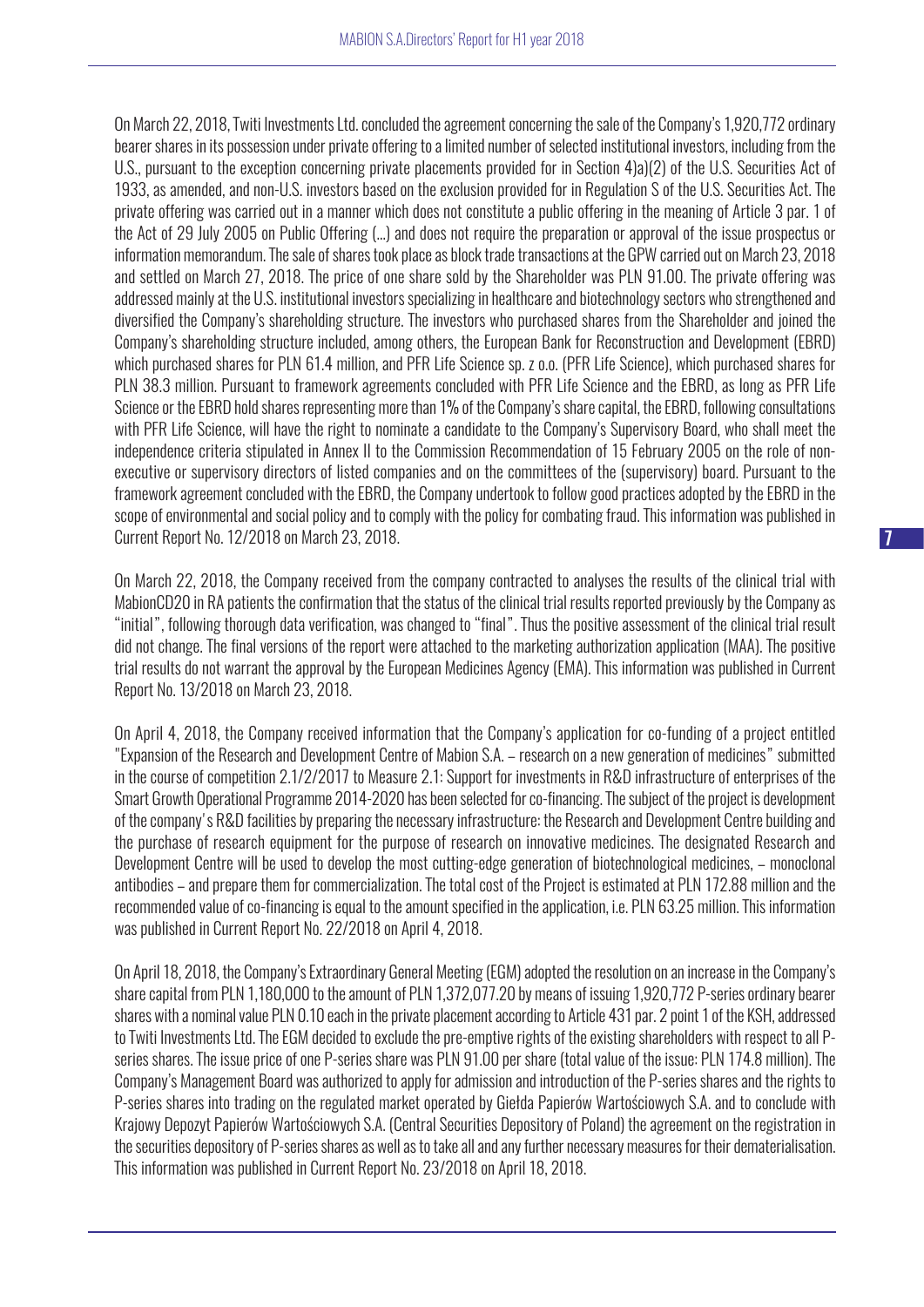On March 22, 2018, Twiti Investments Ltd. concluded the agreement concerning the sale of the Company's 1,920,772 ordinary bearer shares in its possession under private offering to a limited number of selected institutional investors, including from the U.S., pursuant to the exception concerning private placements provided for in Section 4)a)(2) of the U.S. Securities Act of 1933, as amended, and non-U.S. investors based on the exclusion provided for in Regulation S of the U.S. Securities Act. The private offering was carried out in a manner which does not constitute a public offering in the meaning of Article 3 par. 1 of the Act of 29 July 2005 on Public Offering (...) and does not require the preparation or approval of the issue prospectus or information memorandum. The sale of shares took place as block trade transactions at the GPW carried out on March 23, 2018 and settled on March 27, 2018. The price of one share sold by the Shareholder was PLN 91.00. The private offering was addressed mainly at the U.S. institutional investors specializing in healthcare and biotechnology sectors who strengthened and diversified the Company's shareholding structure. The investors who purchased shares from the Shareholder and joined the Company's shareholding structure included, among others, the European Bank for Reconstruction and Development (EBRD) which purchased shares for PLN 61.4 million, and PFR Life Science sp. z o.o. (PFR Life Science), which purchased shares for PLN 38.3 million. Pursuant to framework agreements concluded with PFR Life Science and the EBRD, as long as PFR Life Science or the EBRD hold shares representing more than 1% of the Company's share capital, the EBRD, following consultations with PFR Life Science, will have the right to nominate a candidate to the Company's Supervisory Board, who shall meet the independence criteria stipulated in Annex II to the Commission Recommendation of 15 February 2005 on the role of non-executive or supervisory directors of listed companies and on the committees of the (supervisory) board. Pursuant to the framework agreement concluded with the EBRD, the Company undertook to follow good practices adopted by the EBRD in the scope of environmental and social policy and to comply with the policy for combating fraud. This information was published in Current Report No. 12/2018 on March 23, 2018.

On March 22, 2018, the Company received from the company contracted to analyses the results of the clinical trial with MabionCD20 in RA patients the confirmation that the status of the clinical trial results reported previously by the Company as "initial", following thorough data verification, was changed to "final". Thus the positive assessment of the clinical trial result did not change. The final versions of the report were attached to the marketing authorization application (MAA). The positive trial results do not warrant the approval by the European Medicines Agency (EMA). This information was published in Current Report No. 13/2018 on March 23, 2018.

On April 4, 2018, the Company received information that the Company's application for co-funding of a project entitled "Expansion of the Research and Development Centre of Mabion S.A. – research on a new generation of medicines" submitted in the course of competition 2.1/2/2017 to Measure 2.1: Support for investments in R&D infrastructure of enterprises of the Smart Growth Operational Programme 2014-2020 has been selected for co-financing. The subject of the project is development of the company's R&D facilities by preparing the necessary infrastructure: the Research and Development Centre building and the purchase of research equipment for the purpose of research on innovative medicines. The designated Research and Development Centre will be used to develop the most cutting-edge generation of biotechnological medicines, – monoclonal antibodies – and prepare them for commercialization. The total cost of the Project is estimated at PLN 172.88 million and the recommended value of co-financing is equal to the amount specified in the application, i.e. PLN 63.25 million. This information was published in Current Report No. 22/2018 on April 4, 2018.

On April 18, 2018, the Company's Extraordinary General Meeting (EGM) adopted the resolution on an increase in the Company's share capital from PLN 1,180,000 to the amount of PLN 1,372,077.20 by means of issuing 1,920,772 P-series ordinary bearer shares with a nominal value PLN 0.10 each in the private placement according to Article 431 par. 2 point 1 of the KSH, addressed to Twiti Investments Ltd. The EGM decided to exclude the pre-emptive rights of the existing shareholders with respect to all P-series shares. The issue price of one P-series share was PLN 91.00 per share (total value of the issue: PLN 174.8 million). The Company's Management Board was authorized to apply for admission and introduction of the P-series shares and the rights to P-series shares into trading on the regulated market operated by Giełda Papierów Wartościowych S.A. and to conclude with Krajowy Depozyt Papierów Wartościowych S.A. (Central Securities Depository of Poland) the agreement on the registration in the securities depository of P-series shares as well as to take all and any further necessary measures for their dematerialisation. This information was published in Current Report No. 23/2018 on April 18, 2018.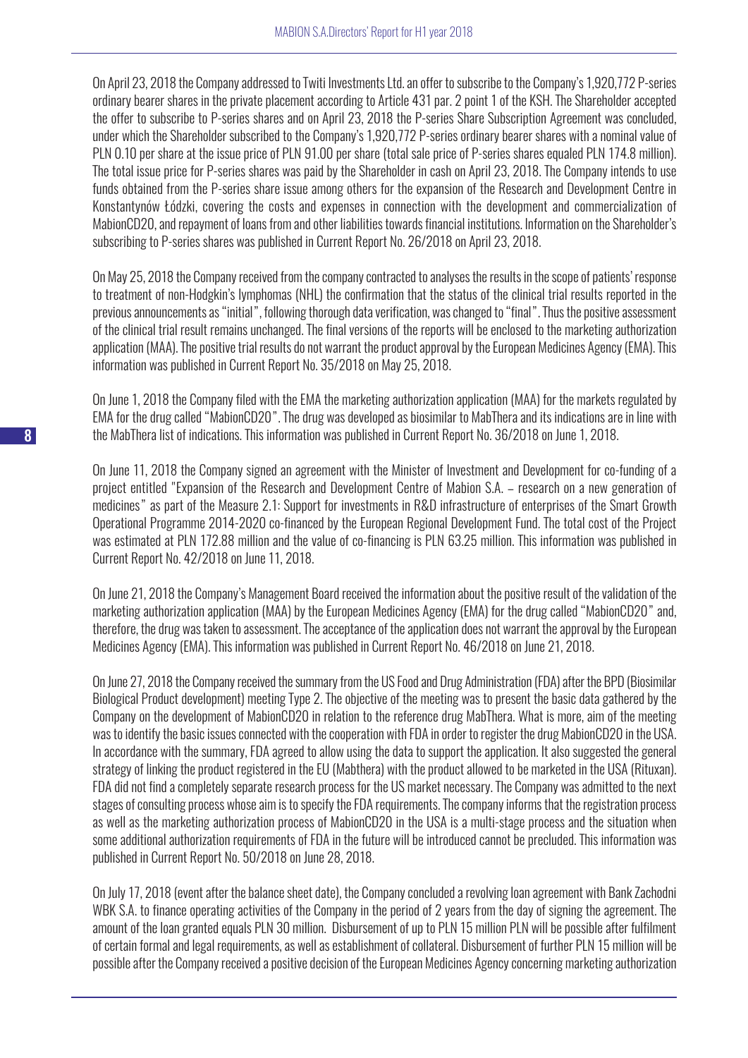On April 23, 2018 the Company addressed to Twiti Investments Ltd. an offer to subscribe to the Company's 1,920,772 P-series ordinary bearer shares in the private placement according to Article 431 par. 2 point 1 of the KSH. The Shareholder accepted the offer to subscribe to P-series shares and on April 23, 2018 the P-series Share Subscription Agreement was concluded, under which the Shareholder subscribed to the Company's 1,920,772 P-series ordinary bearer shares with a nominal value of PLN 0.10 per share at the issue price of PLN 91.00 per share (total sale price of P-series shares equaled PLN 174.8 million). The total issue price for P-series shares was paid by the Shareholder in cash on April 23, 2018. The Company intends to use funds obtained from the P-series share issue among others for the expansion of the Research and Development Centre in Konstantynów Łódzki, covering the costs and expenses in connection with the development and commercialization of MabionCD20, and repayment of loans from and other liabilities towards financial institutions. Information on the Shareholder's subscribing to P-series shares was published in Current Report No. 26/2018 on April 23, 2018.

On May 25, 2018 the Company received from the company contracted to analyses the results in the scope of patients' response to treatment of non-Hodgkin's lymphomas (NHL) the confirmation that the status of the clinical trial results reported in the previous announcements as "initial", following thorough data verification, was changed to "final". Thus the positive assessment of the clinical trial result remains unchanged. The final versions of the reports will be enclosed to the marketing authorization application (MAA). The positive trial results do not warrant the product approval by the European Medicines Agency (EMA). This information was published in Current Report No. 35/2018 on May 25, 2018.

On June 1, 2018 the Company filed with the EMA the marketing authorization application (MAA) for the markets regulated by EMA for the drug called "MabionCD20". The drug was developed as biosimilar to MabThera and its indications are in line with the MabThera list of indications. This information was published in Current Report No. 36/2018 on June 1, 2018.

On June 11, 2018 the Company signed an agreement with the Minister of Investment and Development for co-funding of a project entitled "Expansion of the Research and Development Centre of Mabion S.A. – research on a new generation of medicines" as part of the Measure 2.1: Support for investments in R&D infrastructure of enterprises of the Smart Growth Operational Programme 2014-2020 co-financed by the European Regional Development Fund. The total cost of the Project was estimated at PLN 172.88 million and the value of co-financing is PLN 63.25 million. This information was published in Current Report No. 42/2018 on June 11, 2018.

On June 21, 2018 the Company's Management Board received the information about the positive result of the validation of the marketing authorization application (MAA) by the European Medicines Agency (EMA) for the drug called "MabionCD20" and, therefore, the drug was taken to assessment. The acceptance of the application does not warrant the approval by the European Medicines Agency (EMA). This information was published in Current Report No. 46/2018 on June 21, 2018.

On June 27, 2018 the Company received the summary from the US Food and Drug Administration (FDA) after the BPD (Biosimilar Biological Product development) meeting Type 2. The objective of the meeting was to present the basic data gathered by the Company on the development of MabionCD20 in relation to the reference drug MabThera. What is more, aim of the meeting was to identify the basic issues connected with the cooperation with FDA in order to register the drug MabionCD20 in the USA. In accordance with the summary, FDA agreed to allow using the data to support the application. It also suggested the general strategy of linking the product registered in the EU (Mabthera) with the product allowed to be marketed in the USA (Rituxan). FDA did not find a completely separate research process for the US market necessary. The Company was admitted to the next stages of consulting process whose aim is to specify the FDA requirements. The company informs that the registration process as well as the marketing authorization process of MabionCD20 in the USA is a multi-stage process and the situation when some additional authorization requirements of FDA in the future will be introduced cannot be precluded. This information was published in Current Report No. 50/2018 on June 28, 2018.

On July 17, 2018 (event after the balance sheet date), the Company concluded a revolving loan agreement with Bank Zachodni WBK S.A. to finance operating activities of the Company in the period of 2 years from the day of signing the agreement. The amount of the loan granted equals PLN 30 million. Disbursement of up to PLN 15 million PLN will be possible after fulfilment of certain formal and legal requirements, as well as establishment of collateral. Disbursement of further PLN 15 million will be possible after the Company received a positive decision of the European Medicines Agency concerning marketing authorization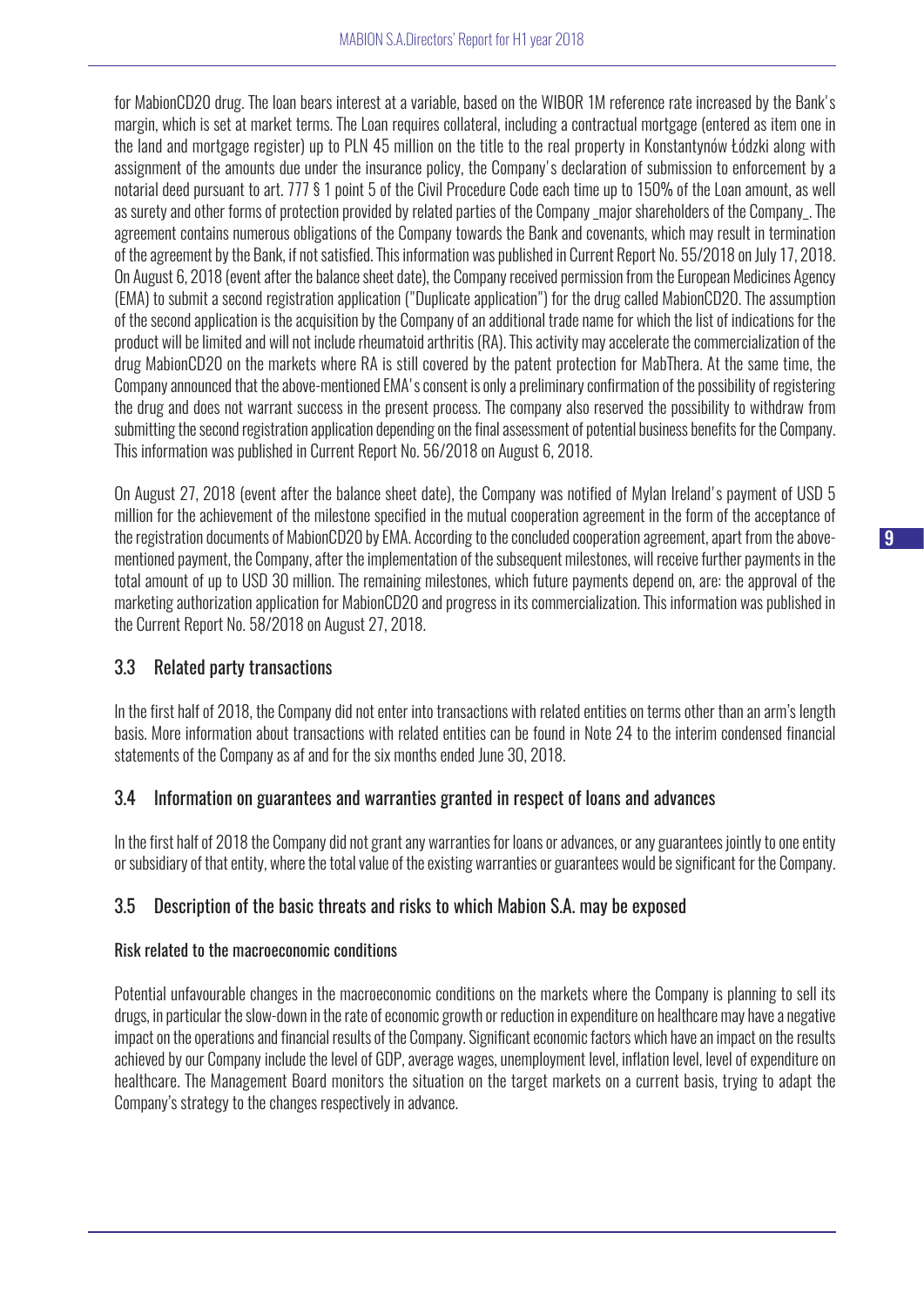for MabionCD20 drug. The loan bears interest at a variable, based on the WIBOR 1M reference rate increased by the Bank's margin, which is set at market terms. The Loan requires collateral, including a contractual mortgage (entered as item one in the land and mortgage register) up to PLN 45 million on the title to the real property in Konstantynów Łódzki along with assignment of the amounts due under the insurance policy, the Company's declaration of submission to enforcement by a notarial deed pursuant to art. 777 § 1 point 5 of the Civil Procedure Code each time up to 150% of the Loan amount, as well as surety and other forms of protection provided by related parties of the Company _major shareholders of the Company_. The agreement contains numerous obligations of the Company towards the Bank and covenants, which may result in termination of the agreement by the Bank, if not satisfied. This information was published in Current Report No. 55/2018 on July 17, 2018. On August 6, 2018 (event after the balance sheet date), the Company received permission from the European Medicines Agency (EMA) to submit a second registration application ("Duplicate application") for the drug called MabionCD20. The assumption of the second application is the acquisition by the Company of an additional trade name for which the list of indications for the product will be limited and will not include rheumatoid arthritis (RA). This activity may accelerate the commercialization of the drug MabionCD20 on the markets where RA is still covered by the patent protection for MabThera. At the same time, the Company announced that the above-mentioned EMA's consent is only a preliminary confirmation of the possibility of registering the drug and does not warrant success in the present process. The company also reserved the possibility to withdraw from submitting the second registration application depending on the final assessment of potential business benefits for the Company. This information was published in Current Report No. 56/2018 on August 6, 2018.

On August 27, 2018 (event after the balance sheet date), the Company was notified of Mylan Ireland's payment of USD 5 million for the achievement of the milestone specified in the mutual cooperation agreement in the form of the acceptance of the registration documents of MabionCD20 by EMA. According to the concluded cooperation agreement, apart from the above-mentioned payment, the Company, after the implementation of the subsequent milestones, will receive further payments in the total amount of up to USD 30 million. The remaining milestones, which future payments depend on, are: the approval of the marketing authorization application for MabionCD20 and progress in its commercialization. This information was published in the Current Report No. 58/2018 on August 27, 2018.

## 3.3 Related party transactions

In the first half of 2018, the Company did not enter into transactions with related entities on terms other than an arm's length basis. More information about transactions with related entities can be found in Note 24 to the interim condensed financial statements of the Company as af and for the six months ended June 30, 2018.

## 3.4 Information on guarantees and warranties granted in respect of loans and advances

In the first half of 2018 the Company did not grant any warranties for loans or advances, or any guarantees jointly to one entity or subsidiary of that entity, where the total value of the existing warranties or guarantees would be significant for the Company.

## 3.5 Description of the basic threats and risks to which Mabion S.A. may be exposed

### Risk related to the macroeconomic conditions

Potential unfavourable changes in the macroeconomic conditions on the markets where the Company is planning to sell its drugs, in particular the slow-down in the rate of economic growth or reduction in expenditure on healthcare may have a negative impact on the operations and financial results of the Company. Significant economic factors which have an impact on the results achieved by our Company include the level of GDP, average wages, unemployment level, inflation level, level of expenditure on healthcare. The Management Board monitors the situation on the target markets on a current basis, trying to adapt the Company's strategy to the changes respectively in advance.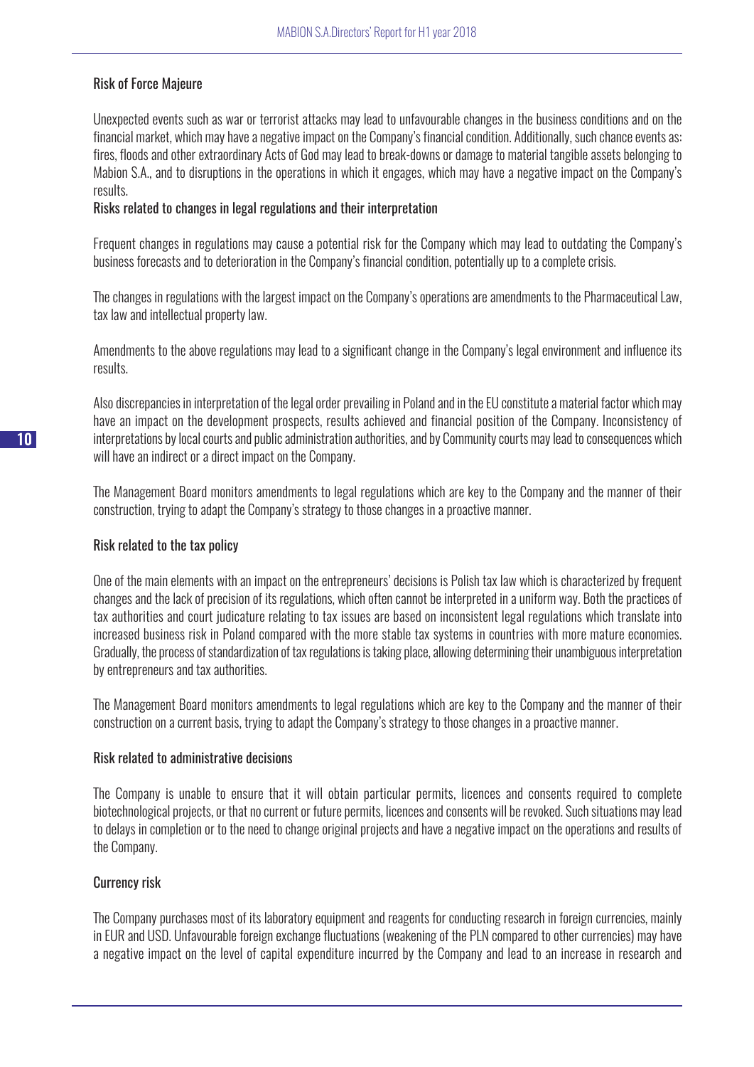### Risk of Force Majeure

Unexpected events such as war or terrorist attacks may lead to unfavourable changes in the business conditions and on the financial market, which may have a negative impact on the Company's financial condition. Additionally, such chance events as: fires, floods and other extraordinary Acts of God may lead to break-downs or damage to material tangible assets belonging to Mabion S.A., and to disruptions in the operations in which it engages, which may have a negative impact on the Company's results.

### Risks related to changes in legal regulations and their interpretation

Frequent changes in regulations may cause a potential risk for the Company which may lead to outdating the Company's business forecasts and to deterioration in the Company's financial condition, potentially up to a complete crisis.

The changes in regulations with the largest impact on the Company's operations are amendments to the Pharmaceutical Law, tax law and intellectual property law.

Amendments to the above regulations may lead to a significant change in the Company's legal environment and influence its results.

Also discrepancies in interpretation of the legal order prevailing in Poland and in the EU constitute a material factor which may have an impact on the development prospects, results achieved and financial position of the Company. Inconsistency of interpretations by local courts and public administration authorities, and by Community courts may lead to consequences which will have an indirect or a direct impact on the Company.

The Management Board monitors amendments to legal regulations which are key to the Company and the manner of their construction, trying to adapt the Company's strategy to those changes in a proactive manner.

### Risk related to the tax policy

One of the main elements with an impact on the entrepreneurs' decisions is Polish tax law which is characterized by frequent changes and the lack of precision of its regulations, which often cannot be interpreted in a uniform way. Both the practices of tax authorities and court judicature relating to tax issues are based on inconsistent legal regulations which translate into increased business risk in Poland compared with the more stable tax systems in countries with more mature economies. Gradually, the process of standardization of tax regulations is taking place, allowing determining their unambiguous interpretation by entrepreneurs and tax authorities.

The Management Board monitors amendments to legal regulations which are key to the Company and the manner of their construction on a current basis, trying to adapt the Company's strategy to those changes in a proactive manner.

### Risk related to administrative decisions

The Company is unable to ensure that it will obtain particular permits, licences and consents required to complete biotechnological projects, or that no current or future permits, licences and consents will be revoked. Such situations may lead to delays in completion or to the need to change original projects and have a negative impact on the operations and results of the Company.

### Currency risk

The Company purchases most of its laboratory equipment and reagents for conducting research in foreign currencies, mainly in EUR and USD. Unfavourable foreign exchange fluctuations (weakening of the PLN compared to other currencies) may have a negative impact on the level of capital expenditure incurred by the Company and lead to an increase in research and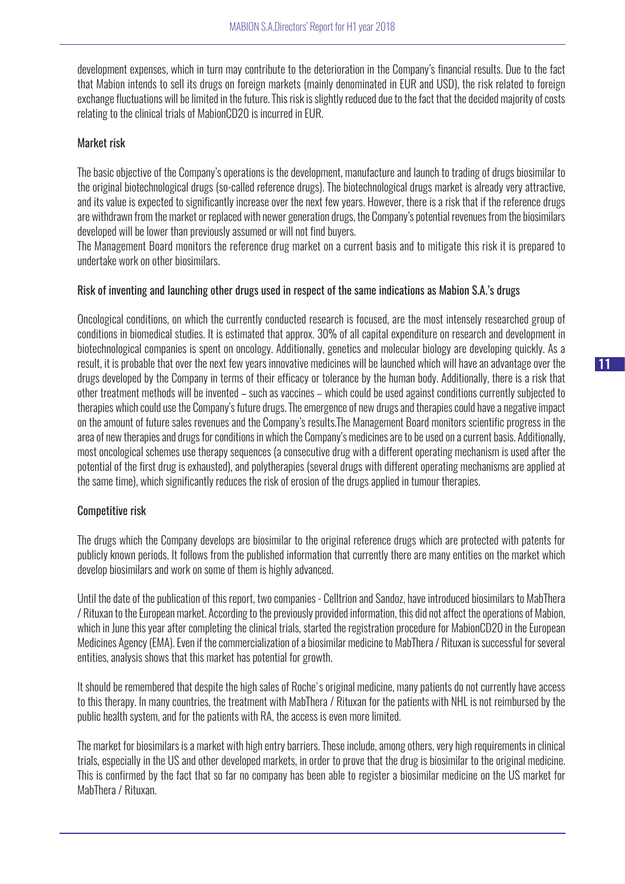development expenses, which in turn may contribute to the deterioration in the Company's financial results. Due to the fact that Mabion intends to sell its drugs on foreign markets (mainly denominated in EUR and USD), the risk related to foreign exchange fluctuations will be limited in the future. This risk is slightly reduced due to the fact that the decided majority of costs relating to the clinical trials of MabionCD20 is incurred in EUR.

### Market risk

The basic objective of the Company's operations is the development, manufacture and launch to trading of drugs biosimilar to the original biotechnological drugs (so-called reference drugs). The biotechnological drugs market is already very attractive, and its value is expected to significantly increase over the next few years. However, there is a risk that if the reference drugs are withdrawn from the market or replaced with newer generation drugs, the Company's potential revenues from the biosimilars developed will be lower than previously assumed or will not find buyers.
The Management Board monitors the reference drug market on a current basis and to mitigate this risk it is prepared to undertake work on other biosimilars.

### Risk of inventing and launching other drugs used in respect of the same indications as Mabion S.A.'s drugs

Oncological conditions, on which the currently conducted research is focused, are the most intensely researched group of conditions in biomedical studies. It is estimated that approx. 30% of all capital expenditure on research and development in biotechnological companies is spent on oncology. Additionally, genetics and molecular biology are developing quickly. As a result, it is probable that over the next few years innovative medicines will be launched which will have an advantage over the drugs developed by the Company in terms of their efficacy or tolerance by the human body. Additionally, there is a risk that other treatment methods will be invented – such as vaccines – which could be used against conditions currently subjected to therapies which could use the Company's future drugs. The emergence of new drugs and therapies could have a negative impact on the amount of future sales revenues and the Company's results.The Management Board monitors scientific progress in the area of new therapies and drugs for conditions in which the Company's medicines are to be used on a current basis. Additionally, most oncological schemes use therapy sequences (a consecutive drug with a different operating mechanism is used after the potential of the first drug is exhausted), and polytherapies (several drugs with different operating mechanisms are applied at the same time), which significantly reduces the risk of erosion of the drugs applied in tumour therapies.

### Competitive risk

The drugs which the Company develops are biosimilar to the original reference drugs which are protected with patents for publicly known periods. It follows from the published information that currently there are many entities on the market which develop biosimilars and work on some of them is highly advanced.

Until the date of the publication of this report, two companies - Celltrion and Sandoz, have introduced biosimilars to MabThera / Rituxan to the European market. According to the previously provided information, this did not affect the operations of Mabion, which in June this year after completing the clinical trials, started the registration procedure for MabionCD20 in the European Medicines Agency (EMA). Even if the commercialization of a biosimilar medicine to MabThera / Rituxan is successful for several entities, analysis shows that this market has potential for growth.

It should be remembered that despite the high sales of Roche's original medicine, many patients do not currently have access to this therapy. In many countries, the treatment with MabThera / Rituxan for the patients with NHL is not reimbursed by the public health system, and for the patients with RA, the access is even more limited.

The market for biosimilars is a market with high entry barriers. These include, among others, very high requirements in clinical trials, especially in the US and other developed markets, in order to prove that the drug is biosimilar to the original medicine. This is confirmed by the fact that so far no company has been able to register a biosimilar medicine on the US market for MabThera / Rituxan.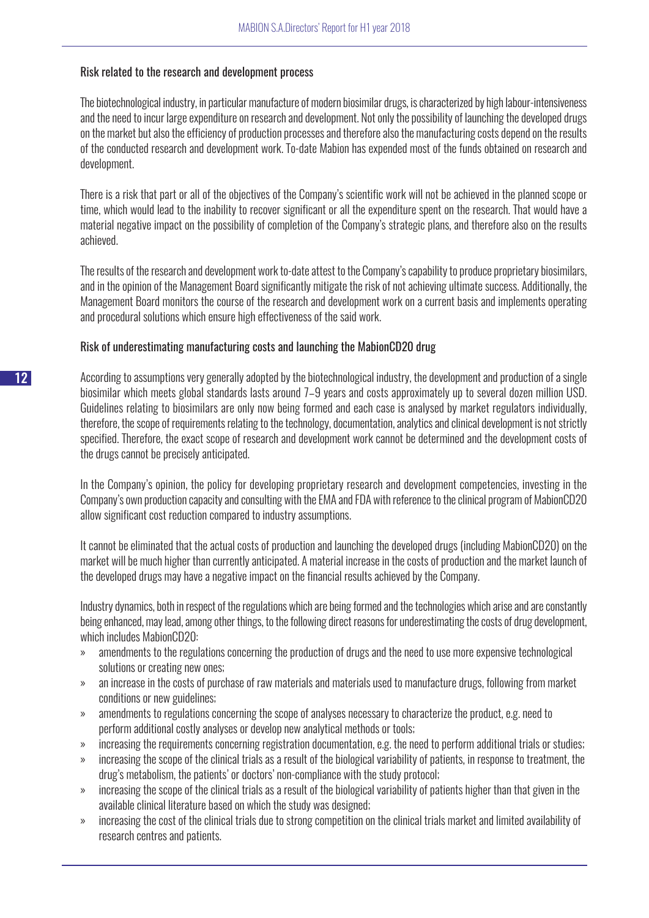### Risk related to the research and development process

The biotechnological industry, in particular manufacture of modern biosimilar drugs, is characterized by high labour-intensiveness and the need to incur large expenditure on research and development. Not only the possibility of launching the developed drugs on the market but also the efficiency of production processes and therefore also the manufacturing costs depend on the results of the conducted research and development work. To-date Mabion has expended most of the funds obtained on research and development.

There is a risk that part or all of the objectives of the Company's scientific work will not be achieved in the planned scope or time, which would lead to the inability to recover significant or all the expenditure spent on the research. That would have a material negative impact on the possibility of completion of the Company's strategic plans, and therefore also on the results achieved.

The results of the research and development work to-date attest to the Company's capability to produce proprietary biosimilars, and in the opinion of the Management Board significantly mitigate the risk of not achieving ultimate success. Additionally, the Management Board monitors the course of the research and development work on a current basis and implements operating and procedural solutions which ensure high effectiveness of the said work.

### Risk of underestimating manufacturing costs and launching the MabionCD20 drug

According to assumptions very generally adopted by the biotechnological industry, the development and production of a single biosimilar which meets global standards lasts around 7–9 years and costs approximately up to several dozen million USD. Guidelines relating to biosimilars are only now being formed and each case is analysed by market regulators individually, therefore, the scope of requirements relating to the technology, documentation, analytics and clinical development is not strictly specified. Therefore, the exact scope of research and development work cannot be determined and the development costs of the drugs cannot be precisely anticipated.

In the Company's opinion, the policy for developing proprietary research and development competencies, investing in the Company's own production capacity and consulting with the EMA and FDA with reference to the clinical program of MabionCD20 allow significant cost reduction compared to industry assumptions.

It cannot be eliminated that the actual costs of production and launching the developed drugs (including MabionCD20) on the market will be much higher than currently anticipated. A material increase in the costs of production and the market launch of the developed drugs may have a negative impact on the financial results achieved by the Company.

Industry dynamics, both in respect of the regulations which are being formed and the technologies which arise and are constantly being enhanced, may lead, among other things, to the following direct reasons for underestimating the costs of drug development, which includes MabionCD20:

- amendments to the regulations concerning the production of drugs and the need to use more expensive technological solutions or creating new ones;
- an increase in the costs of purchase of raw materials and materials used to manufacture drugs, following from market conditions or new guidelines;
- amendments to regulations concerning the scope of analyses necessary to characterize the product, e.g. need to perform additional costly analyses or develop new analytical methods or tools;
- increasing the requirements concerning registration documentation, e.g. the need to perform additional trials or studies;
- increasing the scope of the clinical trials as a result of the biological variability of patients, in response to treatment, the drug's metabolism, the patients' or doctors' non-compliance with the study protocol;
- increasing the scope of the clinical trials as a result of the biological variability of patients higher than that given in the available clinical literature based on which the study was designed;
- increasing the cost of the clinical trials due to strong competition on the clinical trials market and limited availability of research centres and patients.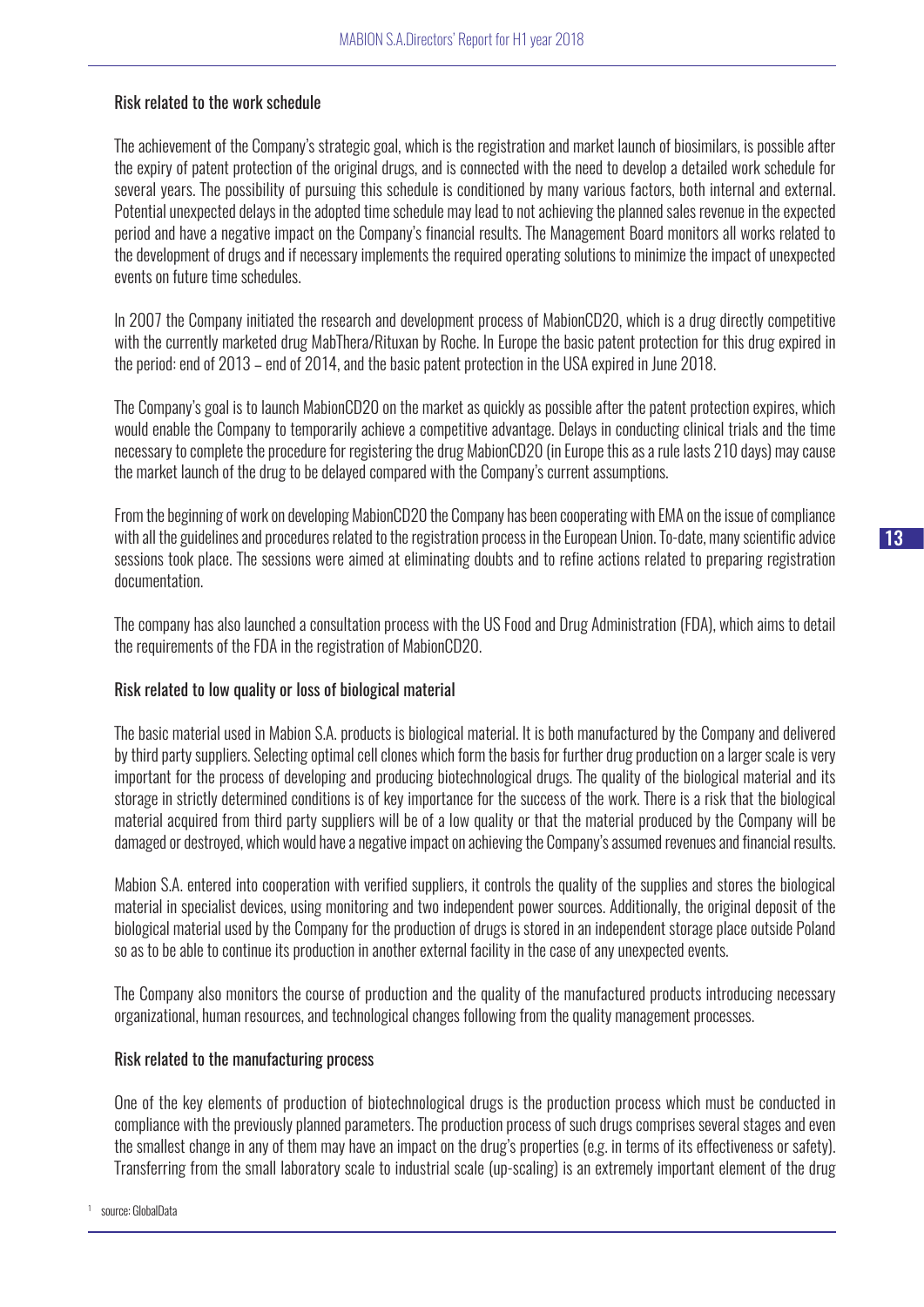### Risk related to the work schedule

The achievement of the Company's strategic goal, which is the registration and market launch of biosimilars, is possible after the expiry of patent protection of the original drugs, and is connected with the need to develop a detailed work schedule for several years. The possibility of pursuing this schedule is conditioned by many various factors, both internal and external. Potential unexpected delays in the adopted time schedule may lead to not achieving the planned sales revenue in the expected period and have a negative impact on the Company's financial results. The Management Board monitors all works related to the development of drugs and if necessary implements the required operating solutions to minimize the impact of unexpected events on future time schedules.

In 2007 the Company initiated the research and development process of MabionCD20, which is a drug directly competitive with the currently marketed drug MabThera/Rituxan by Roche. In Europe the basic patent protection for this drug expired in the period: end of 2013 – end of 2014, and the basic patent protection in the USA expired in June 2018.

The Company's goal is to launch MabionCD20 on the market as quickly as possible after the patent protection expires, which would enable the Company to temporarily achieve a competitive advantage. Delays in conducting clinical trials and the time necessary to complete the procedure for registering the drug MabionCD20 (in Europe this as a rule lasts 210 days) may cause the market launch of the drug to be delayed compared with the Company's current assumptions.

From the beginning of work on developing MabionCD20 the Company has been cooperating with EMA on the issue of compliance with all the guidelines and procedures related to the registration process in the European Union. To-date, many scientific advice sessions took place. The sessions were aimed at eliminating doubts and to refine actions related to preparing registration documentation.

The company has also launched a consultation process with the US Food and Drug Administration (FDA), which aims to detail the requirements of the FDA in the registration of MabionCD20.

### Risk related to low quality or loss of biological material

The basic material used in Mabion S.A. products is biological material. It is both manufactured by the Company and delivered by third party suppliers. Selecting optimal cell clones which form the basis for further drug production on a larger scale is very important for the process of developing and producing biotechnological drugs. The quality of the biological material and its storage in strictly determined conditions is of key importance for the success of the work. There is a risk that the biological material acquired from third party suppliers will be of a low quality or that the material produced by the Company will be damaged or destroyed, which would have a negative impact on achieving the Company's assumed revenues and financial results.

Mabion S.A. entered into cooperation with verified suppliers, it controls the quality of the supplies and stores the biological material in specialist devices, using monitoring and two independent power sources. Additionally, the original deposit of the biological material used by the Company for the production of drugs is stored in an independent storage place outside Poland so as to be able to continue its production in another external facility in the case of any unexpected events.

The Company also monitors the course of production and the quality of the manufactured products introducing necessary organizational, human resources, and technological changes following from the quality management processes.

### Risk related to the manufacturing process

One of the key elements of production of biotechnological drugs is the production process which must be conducted in compliance with the previously planned parameters. The production process of such drugs comprises several stages and even the smallest change in any of them may have an impact on the drug's properties (e.g. in terms of its effectiveness or safety). Transferring from the small laboratory scale to industrial scale (up-scaling) is an extremely important element of the drug

[1] source: GlobalData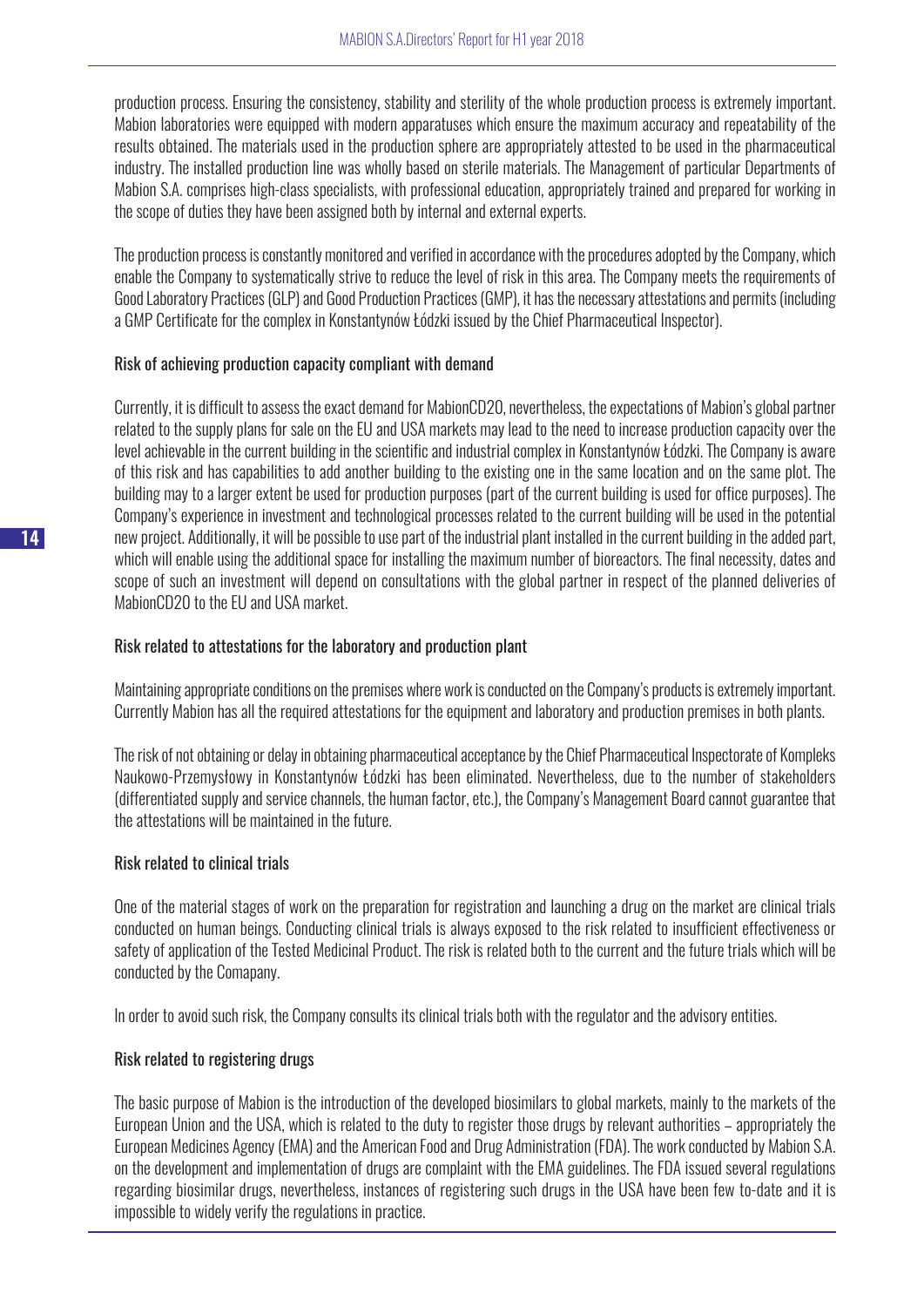production process. Ensuring the consistency, stability and sterility of the whole production process is extremely important. Mabion laboratories were equipped with modern apparatuses which ensure the maximum accuracy and repeatability of the results obtained. The materials used in the production sphere are appropriately attested to be used in the pharmaceutical industry. The installed production line was wholly based on sterile materials. The Management of particular Departments of Mabion S.A. comprises high-class specialists, with professional education, appropriately trained and prepared for working in the scope of duties they have been assigned both by internal and external experts.

The production process is constantly monitored and verified in accordance with the procedures adopted by the Company, which enable the Company to systematically strive to reduce the level of risk in this area. The Company meets the requirements of Good Laboratory Practices (GLP) and Good Production Practices (GMP), it has the necessary attestations and permits (including a GMP Certificate for the complex in Konstantynów Łódzki issued by the Chief Pharmaceutical Inspector).

### Risk of achieving production capacity compliant with demand

Currently, it is difficult to assess the exact demand for MabionCD20, nevertheless, the expectations of Mabion's global partner related to the supply plans for sale on the EU and USA markets may lead to the need to increase production capacity over the level achievable in the current building in the scientific and industrial complex in Konstantynów Łódzki. The Company is aware of this risk and has capabilities to add another building to the existing one in the same location and on the same plot. The building may to a larger extent be used for production purposes (part of the current building is used for office purposes). The Company's experience in investment and technological processes related to the current building will be used in the potential new project. Additionally, it will be possible to use part of the industrial plant installed in the current building in the added part, which will enable using the additional space for installing the maximum number of bioreactors. The final necessity, dates and scope of such an investment will depend on consultations with the global partner in respect of the planned deliveries of MabionCD20 to the EU and USA market.

### Risk related to attestations for the laboratory and production plant

Maintaining appropriate conditions on the premises where work is conducted on the Company's products is extremely important. Currently Mabion has all the required attestations for the equipment and laboratory and production premises in both plants.

The risk of not obtaining or delay in obtaining pharmaceutical acceptance by the Chief Pharmaceutical Inspectorate of Kompleks Naukowo-Przemysłowy in Konstantynów Łódzki has been eliminated. Nevertheless, due to the number of stakeholders (differentiated supply and service channels, the human factor, etc.), the Company's Management Board cannot guarantee that the attestations will be maintained in the future.

### Risk related to clinical trials

One of the material stages of work on the preparation for registration and launching a drug on the market are clinical trials conducted on human beings. Conducting clinical trials is always exposed to the risk related to insufficient effectiveness or safety of application of the Tested Medicinal Product. The risk is related both to the current and the future trials which will be conducted by the Comapany.

In order to avoid such risk, the Company consults its clinical trials both with the regulator and the advisory entities.

### Risk related to registering drugs

The basic purpose of Mabion is the introduction of the developed biosimilars to global markets, mainly to the markets of the European Union and the USA, which is related to the duty to register those drugs by relevant authorities – appropriately the European Medicines Agency (EMA) and the American Food and Drug Administration (FDA). The work conducted by Mabion S.A. on the development and implementation of drugs are complaint with the EMA guidelines. The FDA issued several regulations regarding biosimilar drugs, nevertheless, instances of registering such drugs in the USA have been few to-date and it is impossible to widely verify the regulations in practice.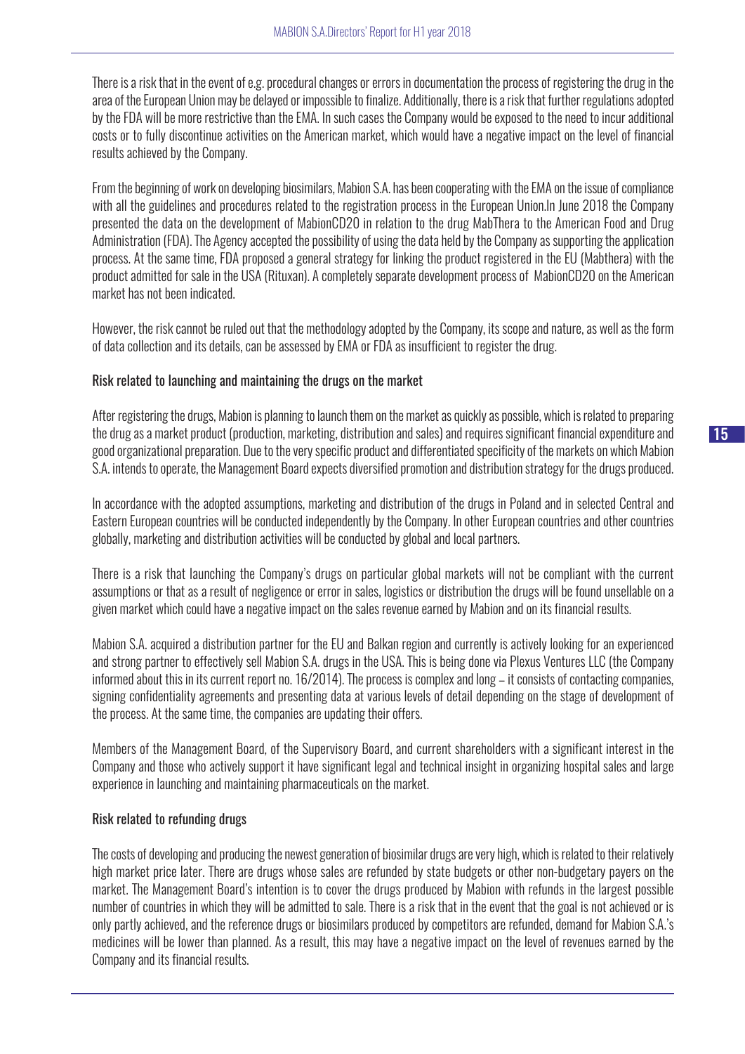There is a risk that in the event of e.g. procedural changes or errors in documentation the process of registering the drug in the area of the European Union may be delayed or impossible to finalize. Additionally, there is a risk that further regulations adopted by the FDA will be more restrictive than the EMA. In such cases the Company would be exposed to the need to incur additional costs or to fully discontinue activities on the American market, which would have a negative impact on the level of financial results achieved by the Company.

From the beginning of work on developing biosimilars, Mabion S.A. has been cooperating with the EMA on the issue of compliance with all the guidelines and procedures related to the registration process in the European Union.In June 2018 the Company presented the data on the development of MabionCD20 in relation to the drug MabThera to the American Food and Drug Administration (FDA). The Agency accepted the possibility of using the data held by the Company as supporting the application process. At the same time, FDA proposed a general strategy for linking the product registered in the EU (Mabthera) with the product admitted for sale in the USA (Rituxan). A completely separate development process of MabionCD20 on the American market has not been indicated.

However, the risk cannot be ruled out that the methodology adopted by the Company, its scope and nature, as well as the form of data collection and its details, can be assessed by EMA or FDA as insufficient to register the drug.

### Risk related to launching and maintaining the drugs on the market

After registering the drugs, Mabion is planning to launch them on the market as quickly as possible, which is related to preparing the drug as a market product (production, marketing, distribution and sales) and requires significant financial expenditure and good organizational preparation. Due to the very specific product and differentiated specificity of the markets on which Mabion S.A. intends to operate, the Management Board expects diversified promotion and distribution strategy for the drugs produced.

In accordance with the adopted assumptions, marketing and distribution of the drugs in Poland and in selected Central and Eastern European countries will be conducted independently by the Company. In other European countries and other countries globally, marketing and distribution activities will be conducted by global and local partners.

There is a risk that launching the Company's drugs on particular global markets will not be compliant with the current assumptions or that as a result of negligence or error in sales, logistics or distribution the drugs will be found unsellable on a given market which could have a negative impact on the sales revenue earned by Mabion and on its financial results.

Mabion S.A. acquired a distribution partner for the EU and Balkan region and currently is actively looking for an experienced and strong partner to effectively sell Mabion S.A. drugs in the USA. This is being done via Plexus Ventures LLC (the Company informed about this in its current report no. 16/2014). The process is complex and long – it consists of contacting companies, signing confidentiality agreements and presenting data at various levels of detail depending on the stage of development of the process. At the same time, the companies are updating their offers.

Members of the Management Board, of the Supervisory Board, and current shareholders with a significant interest in the Company and those who actively support it have significant legal and technical insight in organizing hospital sales and large experience in launching and maintaining pharmaceuticals on the market.

### Risk related to refunding drugs

The costs of developing and producing the newest generation of biosimilar drugs are very high, which is related to their relatively high market price later. There are drugs whose sales are refunded by state budgets or other non-budgetary payers on the market. The Management Board's intention is to cover the drugs produced by Mabion with refunds in the largest possible number of countries in which they will be admitted to sale. There is a risk that in the event that the goal is not achieved or is only partly achieved, and the reference drugs or biosimilars produced by competitors are refunded, demand for Mabion S.A.'s medicines will be lower than planned. As a result, this may have a negative impact on the level of revenues earned by the Company and its financial results.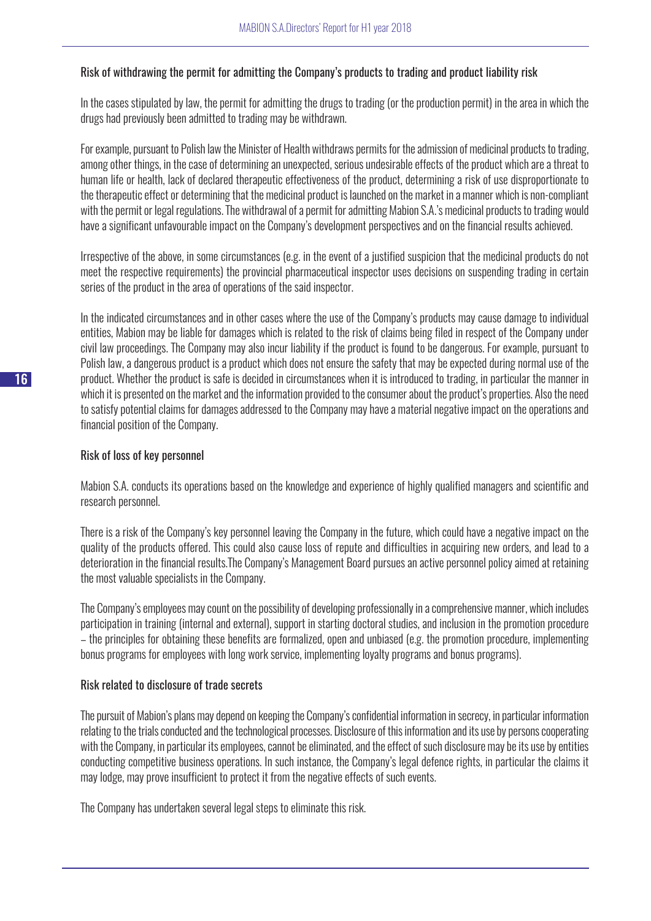### Risk of withdrawing the permit for admitting the Company's products to trading and product liability risk

In the cases stipulated by law, the permit for admitting the drugs to trading (or the production permit) in the area in which the drugs had previously been admitted to trading may be withdrawn.

For example, pursuant to Polish law the Minister of Health withdraws permits for the admission of medicinal products to trading, among other things, in the case of determining an unexpected, serious undesirable effects of the product which are a threat to human life or health, lack of declared therapeutic effectiveness of the product, determining a risk of use disproportionate to the therapeutic effect or determining that the medicinal product is launched on the market in a manner which is non-compliant with the permit or legal regulations. The withdrawal of a permit for admitting Mabion S.A.'s medicinal products to trading would have a significant unfavourable impact on the Company's development perspectives and on the financial results achieved.

Irrespective of the above, in some circumstances (e.g. in the event of a justified suspicion that the medicinal products do not meet the respective requirements) the provincial pharmaceutical inspector uses decisions on suspending trading in certain series of the product in the area of operations of the said inspector.

In the indicated circumstances and in other cases where the use of the Company's products may cause damage to individual entities, Mabion may be liable for damages which is related to the risk of claims being filed in respect of the Company under civil law proceedings. The Company may also incur liability if the product is found to be dangerous. For example, pursuant to Polish law, a dangerous product is a product which does not ensure the safety that may be expected during normal use of the product. Whether the product is safe is decided in circumstances when it is introduced to trading, in particular the manner in which it is presented on the market and the information provided to the consumer about the product's properties. Also the need to satisfy potential claims for damages addressed to the Company may have a material negative impact on the operations and financial position of the Company.

### Risk of loss of key personnel

Mabion S.A. conducts its operations based on the knowledge and experience of highly qualified managers and scientific and research personnel.

There is a risk of the Company's key personnel leaving the Company in the future, which could have a negative impact on the quality of the products offered. This could also cause loss of repute and difficulties in acquiring new orders, and lead to a deterioration in the financial results.The Company's Management Board pursues an active personnel policy aimed at retaining the most valuable specialists in the Company.

The Company's employees may count on the possibility of developing professionally in a comprehensive manner, which includes participation in training (internal and external), support in starting doctoral studies, and inclusion in the promotion procedure – the principles for obtaining these benefits are formalized, open and unbiased (e.g. the promotion procedure, implementing bonus programs for employees with long work service, implementing loyalty programs and bonus programs).

### Risk related to disclosure of trade secrets

The pursuit of Mabion's plans may depend on keeping the Company's confidential information in secrecy, in particular information relating to the trials conducted and the technological processes. Disclosure of this information and its use by persons cooperating with the Company, in particular its employees, cannot be eliminated, and the effect of such disclosure may be its use by entities conducting competitive business operations. In such instance, the Company's legal defence rights, in particular the claims it may lodge, may prove insufficient to protect it from the negative effects of such events.

The Company has undertaken several legal steps to eliminate this risk.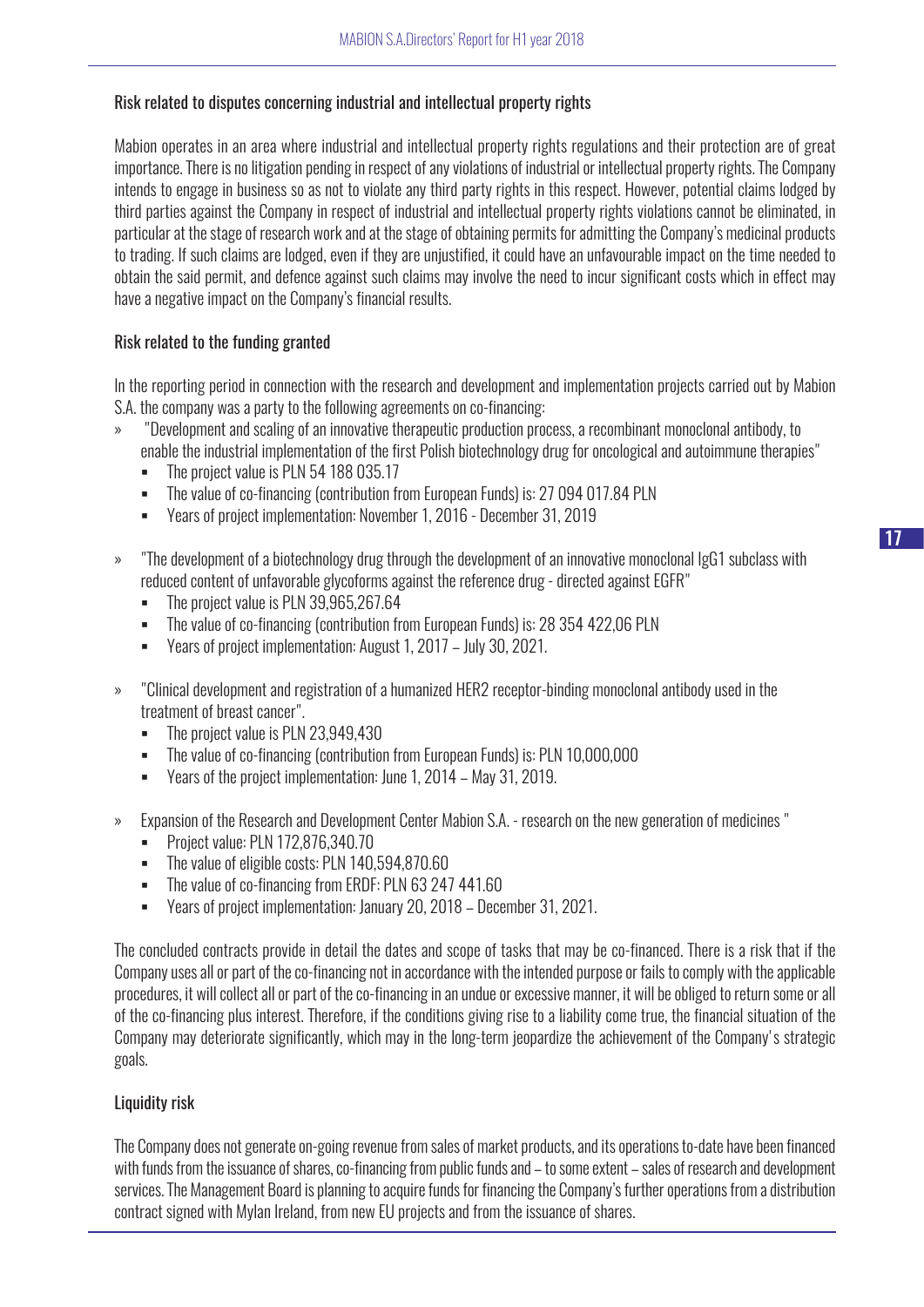### Risk related to disputes concerning industrial and intellectual property rights

Mabion operates in an area where industrial and intellectual property rights regulations and their protection are of great importance. There is no litigation pending in respect of any violations of industrial or intellectual property rights. The Company intends to engage in business so as not to violate any third party rights in this respect. However, potential claims lodged by third parties against the Company in respect of industrial and intellectual property rights violations cannot be eliminated, in particular at the stage of research work and at the stage of obtaining permits for admitting the Company's medicinal products to trading. If such claims are lodged, even if they are unjustified, it could have an unfavourable impact on the time needed to obtain the said permit, and defence against such claims may involve the need to incur significant costs which in effect may have a negative impact on the Company's financial results.

### Risk related to the funding granted

In the reporting period in connection with the research and development and implementation projects carried out by Mabion S.A. the company was a party to the following agreements on co-financing:

- "Development and scaling of an innovative therapeutic production process, a recombinant monoclonal antibody, to enable the industrial implementation of the first Polish biotechnology drug for oncological and autoimmune therapies"
  - The project value is PLN 54 188 035.17
  - The value of co-financing (contribution from European Funds) is: 27 094 017.84 PLN
  - Years of project implementation: November 1, 2016 - December 31, 2019
- "The development of a biotechnology drug through the development of an innovative monoclonal IgG1 subclass with reduced content of unfavorable glycoforms against the reference drug - directed against EGFR"
  - The project value is PLN 39,965,267.64
  - The value of co-financing (contribution from European Funds) is: 28 354 422,06 PLN
  - Years of project implementation: August 1, 2017 – July 30, 2021.
- "Clinical development and registration of a humanized HER2 receptor-binding monoclonal antibody used in the treatment of breast cancer".
  - The project value is PLN 23,949,430
  - The value of co-financing (contribution from European Funds) is: PLN 10,000,000
  - Years of the project implementation: June 1, 2014 – May 31, 2019.
- Expansion of the Research and Development Center Mabion S.A. - research on the new generation of medicines "
  - Project value: PLN 172,876,340.70
  - The value of eligible costs: PLN 140,594,870.60
  - The value of co-financing from ERDF: PLN 63 247 441.60
  - Years of project implementation: January 20, 2018 – December 31, 2021.

The concluded contracts provide in detail the dates and scope of tasks that may be co-financed. There is a risk that if the Company uses all or part of the co-financing not in accordance with the intended purpose or fails to comply with the applicable procedures, it will collect all or part of the co-financing in an undue or excessive manner, it will be obliged to return some or all of the co-financing plus interest. Therefore, if the conditions giving rise to a liability come true, the financial situation of the Company may deteriorate significantly, which may in the long-term jeopardize the achievement of the Company's strategic goals.

### Liquidity risk

The Company does not generate on-going revenue from sales of market products, and its operations to-date have been financed with funds from the issuance of shares, co-financing from public funds and – to some extent – sales of research and development services. The Management Board is planning to acquire funds for financing the Company's further operations from a distribution contract signed with Mylan Ireland, from new EU projects and from the issuance of shares.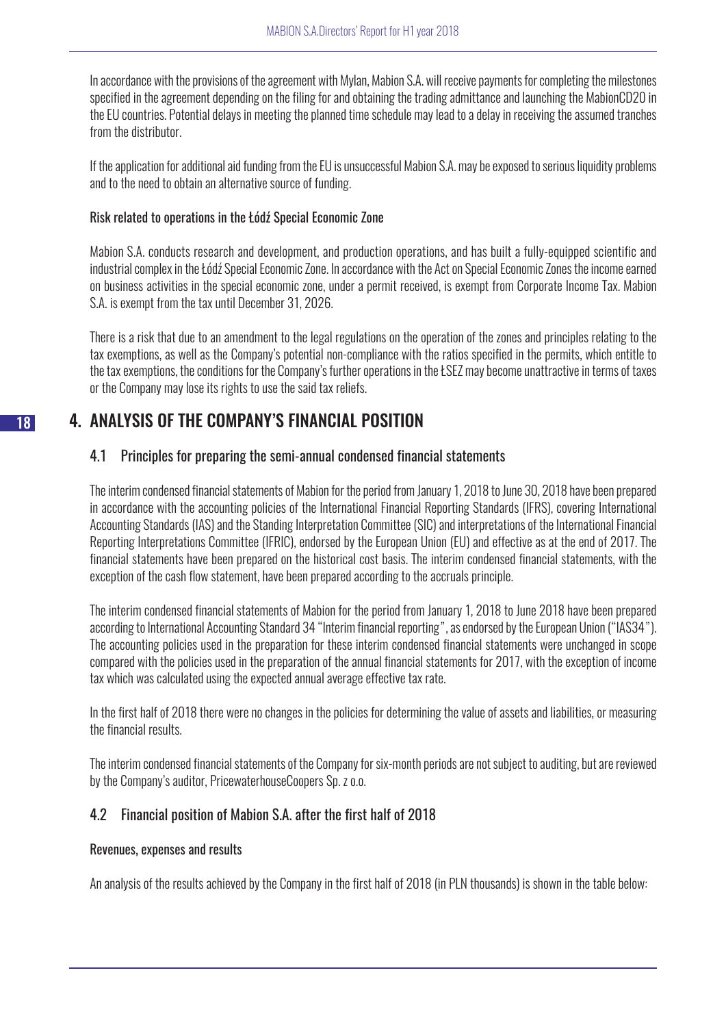In accordance with the provisions of the agreement with Mylan, Mabion S.A. will receive payments for completing the milestones specified in the agreement depending on the filing for and obtaining the trading admittance and launching the MabionCD20 in the EU countries. Potential delays in meeting the planned time schedule may lead to a delay in receiving the assumed tranches from the distributor.

If the application for additional aid funding from the EU is unsuccessful Mabion S.A. may be exposed to serious liquidity problems and to the need to obtain an alternative source of funding.

#### Risk related to operations in the Łódź Special Economic Zone

Mabion S.A. conducts research and development, and production operations, and has built a fully-equipped scientific and industrial complex in the Łódź Special Economic Zone. In accordance with the Act on Special Economic Zones the income earned on business activities in the special economic zone, under a permit received, is exempt from Corporate Income Tax. Mabion S.A. is exempt from the tax until December 31, 2026.

There is a risk that due to an amendment to the legal regulations on the operation of the zones and principles relating to the tax exemptions, as well as the Company's potential non-compliance with the ratios specified in the permits, which entitle to the tax exemptions, the conditions for the Company's further operations in the ŁSEZ may become unattractive in terms of taxes or the Company may lose its rights to use the said tax reliefs.

# 4. ANALYSIS OF THE COMPANY'S FINANCIAL POSITION

## 4.1 Principles for preparing the semi-annual condensed financial statements

The interim condensed financial statements of Mabion for the period from January 1, 2018 to June 30, 2018 have been prepared in accordance with the accounting policies of the International Financial Reporting Standards (IFRS), covering International Accounting Standards (IAS) and the Standing Interpretation Committee (SIC) and interpretations of the International Financial Reporting Interpretations Committee (IFRIC), endorsed by the European Union (EU) and effective as at the end of 2017. The financial statements have been prepared on the historical cost basis. The interim condensed financial statements, with the exception of the cash flow statement, have been prepared according to the accruals principle.

The interim condensed financial statements of Mabion for the period from January 1, 2018 to June 2018 have been prepared according to International Accounting Standard 34 "Interim financial reporting", as endorsed by the European Union ("IAS34"). The accounting policies used in the preparation for these interim condensed financial statements were unchanged in scope compared with the policies used in the preparation of the annual financial statements for 2017, with the exception of income tax which was calculated using the expected annual average effective tax rate.

In the first half of 2018 there were no changes in the policies for determining the value of assets and liabilities, or measuring the financial results.

The interim condensed financial statements of the Company for six-month periods are not subject to auditing, but are reviewed by the Company's auditor, PricewaterhouseCoopers Sp. z o.o.

## 4.2 Financial position of Mabion S.A. after the first half of 2018

#### Revenues, expenses and results

An analysis of the results achieved by the Company in the first half of 2018 (in PLN thousands) is shown in the table below: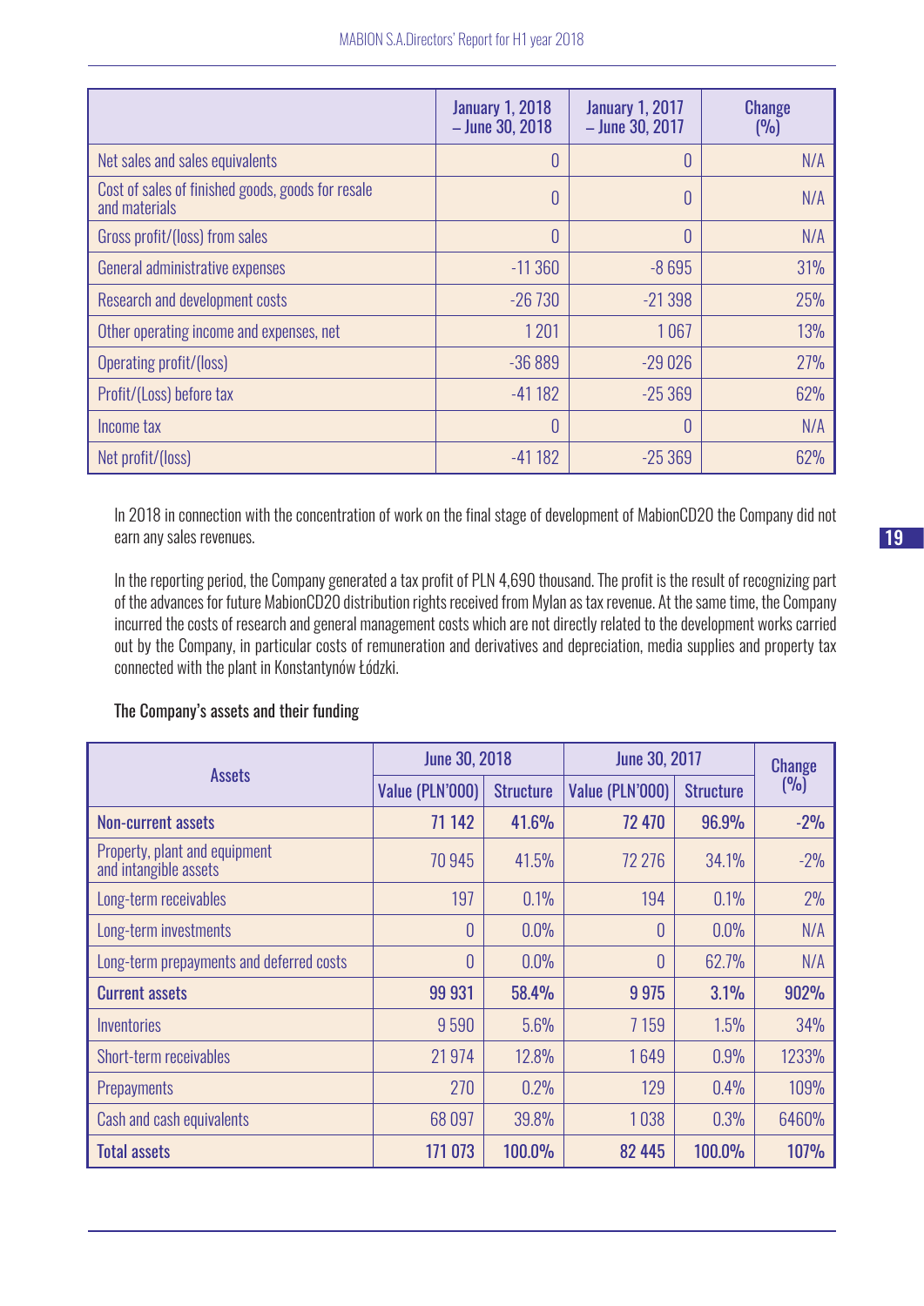| | January 1, 2018 – June 30, 2018 | January 1, 2017 – June 30, 2017 | Change (%) |
|---|---|---|---|
| Net sales and sales equivalents | 0 | 0 | N/A |
| Cost of sales of finished goods, goods for resale and materials | 0 | 0 | N/A |
| Gross profit/(loss) from sales | 0 | 0 | N/A |
| General administrative expenses | -11 360 | -8 695 | 31% |
| Research and development costs | -26 730 | -21 398 | 25% |
| Other operating income and expenses, net | 1 201 | 1 067 | 13% |
| Operating profit/(loss) | -36 889 | -29 026 | 27% |
| Profit/(Loss) before tax | -41 182 | -25 369 | 62% |
| Income tax | 0 | 0 | N/A |
| Net profit/(loss) | -41 182 | -25 369 | 62% |

In 2018 in connection with the concentration of work on the final stage of development of MabionCD20 the Company did not earn any sales revenues.

In the reporting period, the Company generated a tax profit of PLN 4,690 thousand. The profit is the result of recognizing part of the advances for future MabionCD20 distribution rights received from Mylan as tax revenue. At the same time, the Company incurred the costs of research and general management costs which are not directly related to the development works carried out by the Company, in particular costs of remuneration and derivatives and depreciation, media supplies and property tax connected with the plant in Konstantynów Łódzki.

The Company's assets and their funding

| Assets | June 30, 2018 | | June 30, 2017 | | Change (%) |
|---|---|---|---|---|---|
| | Value (PLN'000) | Structure | Value (PLN'000) | Structure | |
| **Non-current assets** | **71 142** | **41.6%** | **72 470** | **96.9%** | **-2%** |
| Property, plant and equipment and intangible assets | 70 945 | 41.5% | 72 276 | 34.1% | -2% |
| Long-term receivables | 197 | 0.1% | 194 | 0.1% | 2% |
| Long-term investments | 0 | 0.0% | 0 | 0.0% | N/A |
| Long-term prepayments and deferred costs | 0 | 0.0% | 0 | 62.7% | N/A |
| **Current assets** | **99 931** | **58.4%** | **9 975** | **3.1%** | **902%** |
| Inventories | 9 590 | 5.6% | 7 159 | 1.5% | 34% |
| Short-term receivables | 21 974 | 12.8% | 1 649 | 0.9% | 1233% |
| Prepayments | 270 | 0.2% | 129 | 0.4% | 109% |
| Cash and cash equivalents | 68 097 | 39.8% | 1 038 | 0.3% | 6460% |
| **Total assets** | **171 073** | **100.0%** | **82 445** | **100.0%** | **107%** |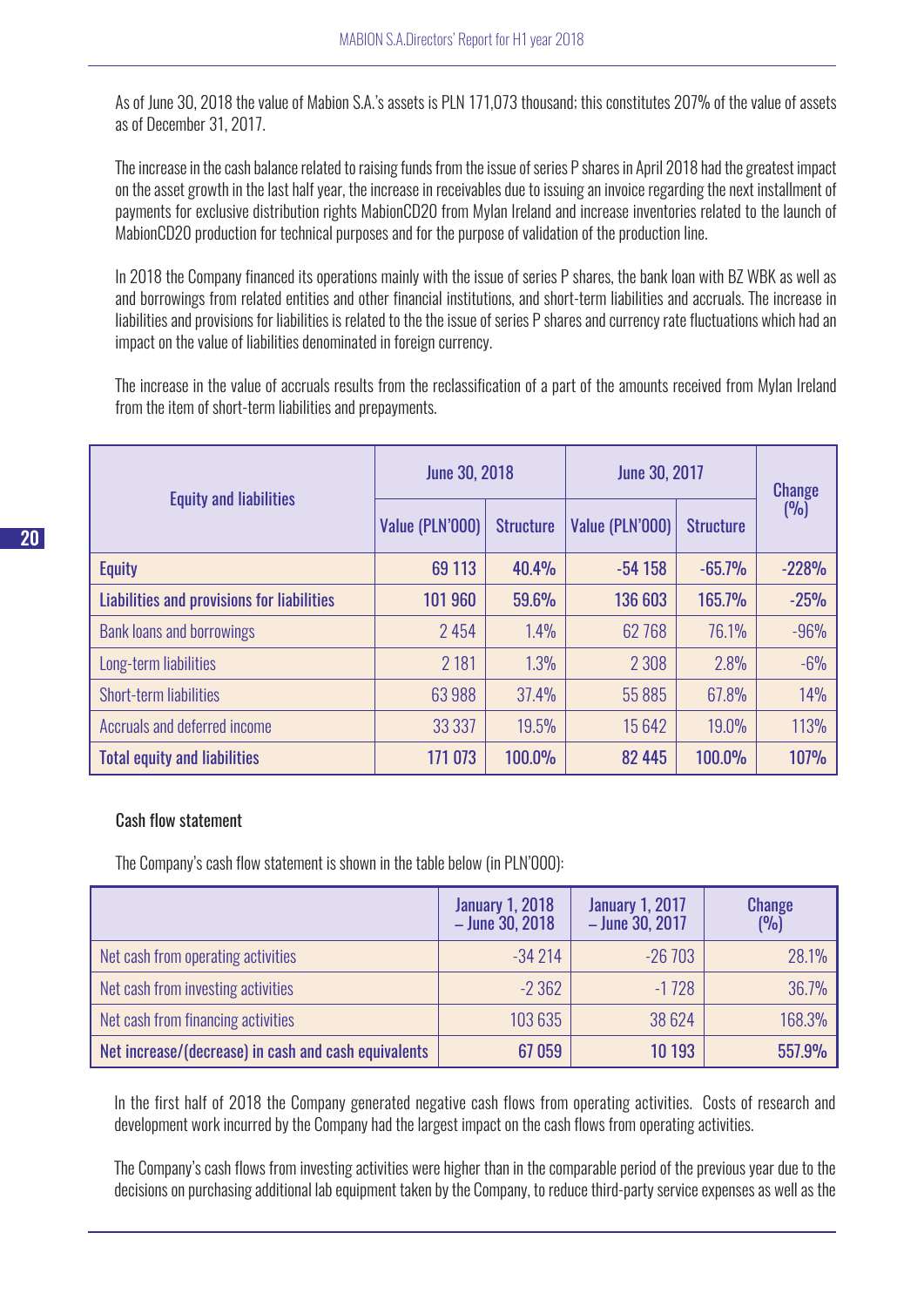As of June 30, 2018 the value of Mabion S.A.'s assets is PLN 171,073 thousand; this constitutes 207% of the value of assets as of December 31, 2017.

The increase in the cash balance related to raising funds from the issue of series P shares in April 2018 had the greatest impact on the asset growth in the last half year, the increase in receivables due to issuing an invoice regarding the next installment of payments for exclusive distribution rights MabionCD20 from Mylan Ireland and increase inventories related to the launch of MabionCD20 production for technical purposes and for the purpose of validation of the production line.

In 2018 the Company financed its operations mainly with the issue of series P shares, the bank loan with BZ WBK as well as and borrowings from related entities and other financial institutions, and short-term liabilities and accruals. The increase in liabilities and provisions for liabilities is related to the the issue of series P shares and currency rate fluctuations which had an impact on the value of liabilities denominated in foreign currency.

The increase in the value of accruals results from the reclassification of a part of the amounts received from Mylan Ireland from the item of short-term liabilities and prepayments.

| Equity and liabilities | June 30, 2018 | | June 30, 2017 | | Change (%) |
|---|---|---|---|---|---|
| | Value (PLN'000) | Structure | Value (PLN'000) | Structure | |
| **Equity** | 69 113 | 40.4% | -54 158 | -65.7% | -228% |
| **Liabilities and provisions for liabilities** | 101 960 | 59.6% | 136 603 | 165.7% | -25% |
| Bank loans and borrowings | 2 454 | 1.4% | 62 768 | 76.1% | -96% |
| Long-term liabilities | 2 181 | 1.3% | 2 308 | 2.8% | -6% |
| Short-term liabilities | 63 988 | 37.4% | 55 885 | 67.8% | 14% |
| Accruals and deferred income | 33 337 | 19.5% | 15 642 | 19.0% | 113% |
| **Total equity and liabilities** | **171 073** | **100.0%** | **82 445** | **100.0%** | **107%** |

Cash flow statement

The Company's cash flow statement is shown in the table below (in PLN'000):

| | January 1, 2018 – June 30, 2018 | January 1, 2017 – June 30, 2017 | Change (%) |
|---|---|---|---|
| Net cash from operating activities | -34 214 | -26 703 | 28.1% |
| Net cash from investing activities | -2 362 | -1 728 | 36.7% |
| Net cash from financing activities | 103 635 | 38 624 | 168.3% |
| **Net increase/(decrease) in cash and cash equivalents** | **67 059** | **10 193** | **557.9%** |

In the first half of 2018 the Company generated negative cash flows from operating activities. Costs of research and development work incurred by the Company had the largest impact on the cash flows from operating activities.

The Company's cash flows from investing activities were higher than in the comparable period of the previous year due to the decisions on purchasing additional lab equipment taken by the Company, to reduce third-party service expenses as well as the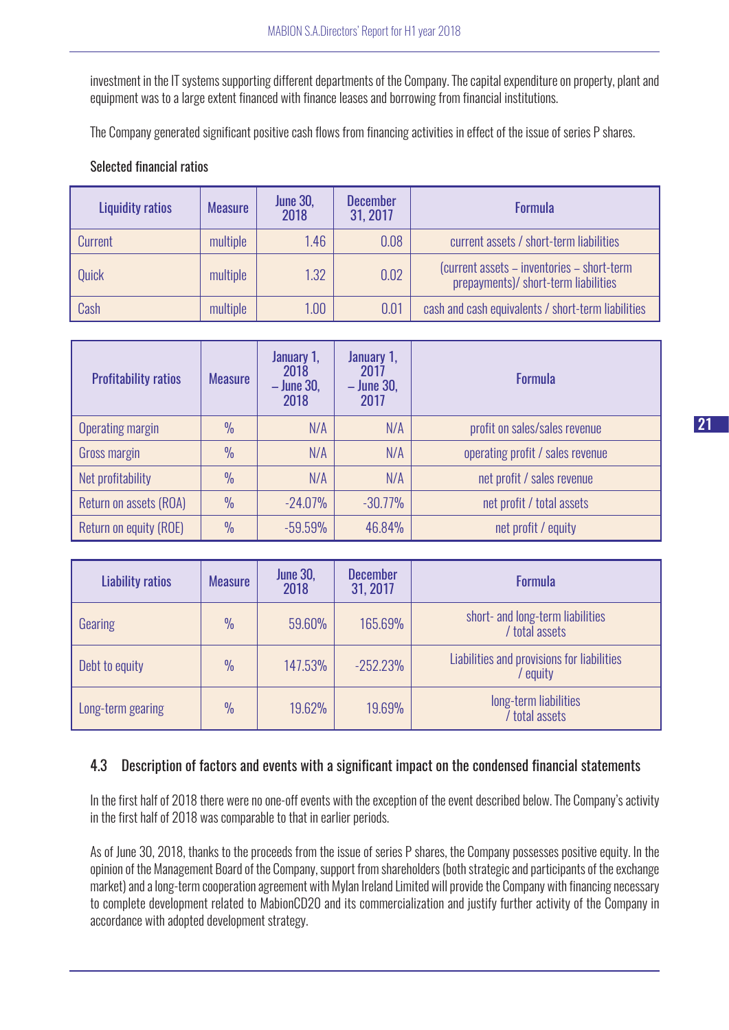investment in the IT systems supporting different departments of the Company. The capital expenditure on property, plant and equipment was to a large extent financed with finance leases and borrowing from financial institutions.

The Company generated significant positive cash flows from financing activities in effect of the issue of series P shares.

Selected financial ratios

| Liquidity ratios | Measure | June 30, 2018 | December 31, 2017 | Formula |
|---|---|---|---|---|
| Current | multiple | 1.46 | 0.08 | current assets / short-term liabilities |
| Quick | multiple | 1.32 | 0.02 | (current assets – inventories – short-term prepayments)/ short-term liabilities |
| Cash | multiple | 1.00 | 0.01 | cash and cash equivalents / short-term liabilities |

| Profitability ratios | Measure | January 1, 2018 – June 30, 2018 | January 1, 2017 – June 30, 2017 | Formula |
|---|---|---|---|---|
| Operating margin | % | N/A | N/A | profit on sales/sales revenue |
| Gross margin | % | N/A | N/A | operating profit / sales revenue |
| Net profitability | % | N/A | N/A | net profit / sales revenue |
| Return on assets (ROA) | % | -24.07% | -30.77% | net profit / total assets |
| Return on equity (ROE) | % | -59.59% | 46.84% | net profit / equity |

| Liability ratios | Measure | June 30, 2018 | December 31, 2017 | Formula |
|---|---|---|---|---|
| Gearing | % | 59.60% | 165.69% | short- and long-term liabilities / total assets |
| Debt to equity | % | 147.53% | -252.23% | Liabilities and provisions for liabilities / equity |
| Long-term gearing | % | 19.62% | 19.69% | long-term liabilities / total assets |

### 4.3 Description of factors and events with a significant impact on the condensed financial statements

In the first half of 2018 there were no one-off events with the exception of the event described below. The Company's activity in the first half of 2018 was comparable to that in earlier periods.

As of June 30, 2018, thanks to the proceeds from the issue of series P shares, the Company possesses positive equity. In the opinion of the Management Board of the Company, support from shareholders (both strategic and participants of the exchange market) and a long-term cooperation agreement with Mylan Ireland Limited will provide the Company with financing necessary to complete development related to MabionCD20 and its commercialization and justify further activity of the Company in accordance with adopted development strategy.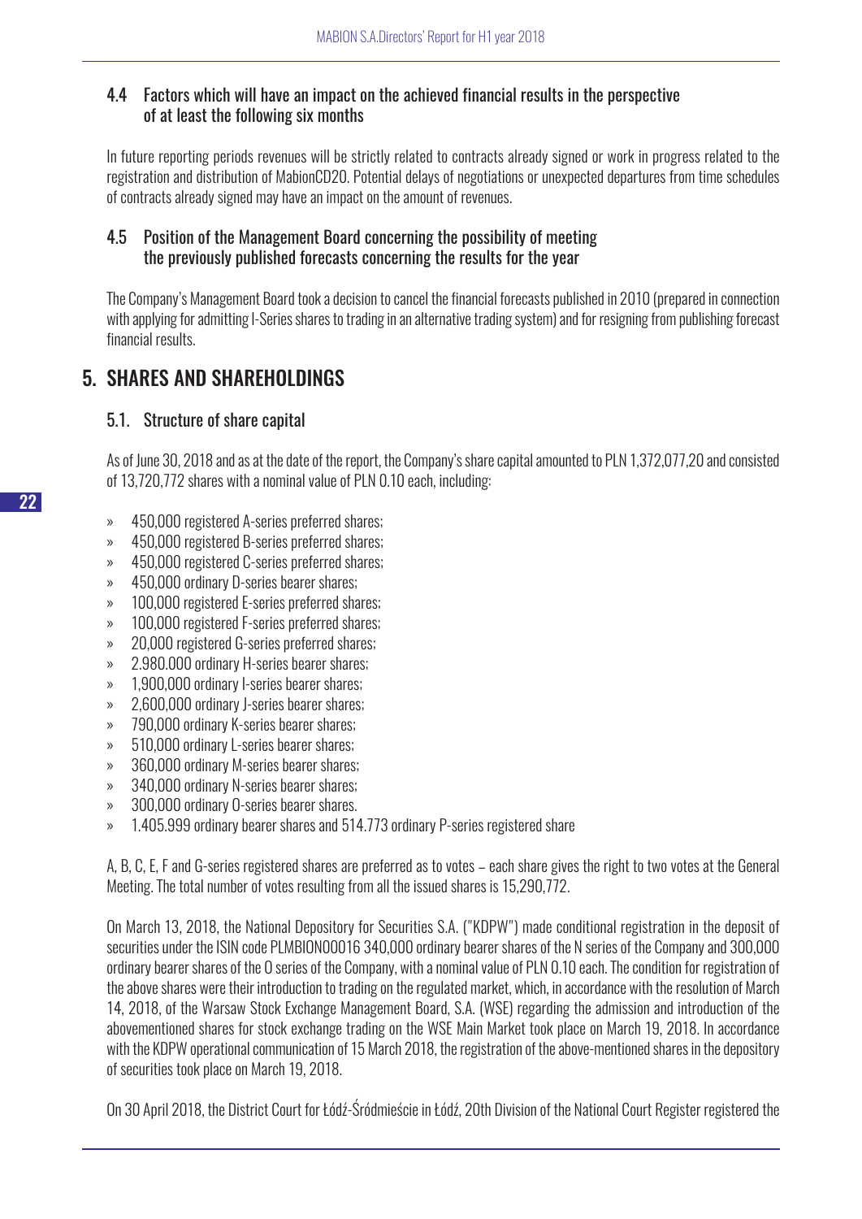### 4.4 Factors which will have an impact on the achieved financial results in the perspective of at least the following six months

In future reporting periods revenues will be strictly related to contracts already signed or work in progress related to the registration and distribution of MabionCD20. Potential delays of negotiations or unexpected departures from time schedules of contracts already signed may have an impact on the amount of revenues.

### 4.5 Position of the Management Board concerning the possibility of meeting the previously published forecasts concerning the results for the year

The Company's Management Board took a decision to cancel the financial forecasts published in 2010 (prepared in connection with applying for admitting I-Series shares to trading in an alternative trading system) and for resigning from publishing forecast financial results.

## 5. SHARES AND SHAREHOLDINGS

### 5.1. Structure of share capital

As of June 30, 2018 and as at the date of the report, the Company's share capital amounted to PLN 1,372,077,20 and consisted of 13,720,772 shares with a nominal value of PLN 0.10 each, including:

- 450,000 registered A-series preferred shares;
- 450,000 registered B-series preferred shares;
- 450,000 registered C-series preferred shares;
- 450,000 ordinary D-series bearer shares;
- 100,000 registered E-series preferred shares;
- 100,000 registered F-series preferred shares;
- 20,000 registered G-series preferred shares;
- 2.980.000 ordinary H-series bearer shares;
- 1,900,000 ordinary I-series bearer shares;
- 2,600,000 ordinary J-series bearer shares;
- 790,000 ordinary K-series bearer shares;
- 510,000 ordinary L-series bearer shares;
- 360,000 ordinary M-series bearer shares;
- 340,000 ordinary N-series bearer shares;
- 300,000 ordinary O-series bearer shares.
- 1.405.999 ordinary bearer shares and 514.773 ordinary P-series registered share

A, B, C, E, F and G-series registered shares are preferred as to votes – each share gives the right to two votes at the General Meeting. The total number of votes resulting from all the issued shares is 15,290,772.

On March 13, 2018, the National Depository for Securities S.A. ("KDPW") made conditional registration in the deposit of securities under the ISIN code PLMBION00016 340,000 ordinary bearer shares of the N series of the Company and 300,000 ordinary bearer shares of the O series of the Company, with a nominal value of PLN 0.10 each. The condition for registration of the above shares were their introduction to trading on the regulated market, which, in accordance with the resolution of March 14, 2018, of the Warsaw Stock Exchange Management Board, S.A. (WSE) regarding the admission and introduction of the abovementioned shares for stock exchange trading on the WSE Main Market took place on March 19, 2018. In accordance with the KDPW operational communication of 15 March 2018, the registration of the above-mentioned shares in the depository of securities took place on March 19, 2018.

On 30 April 2018, the District Court for Łódź-Śródmieście in Łódź, 20th Division of the National Court Register registered the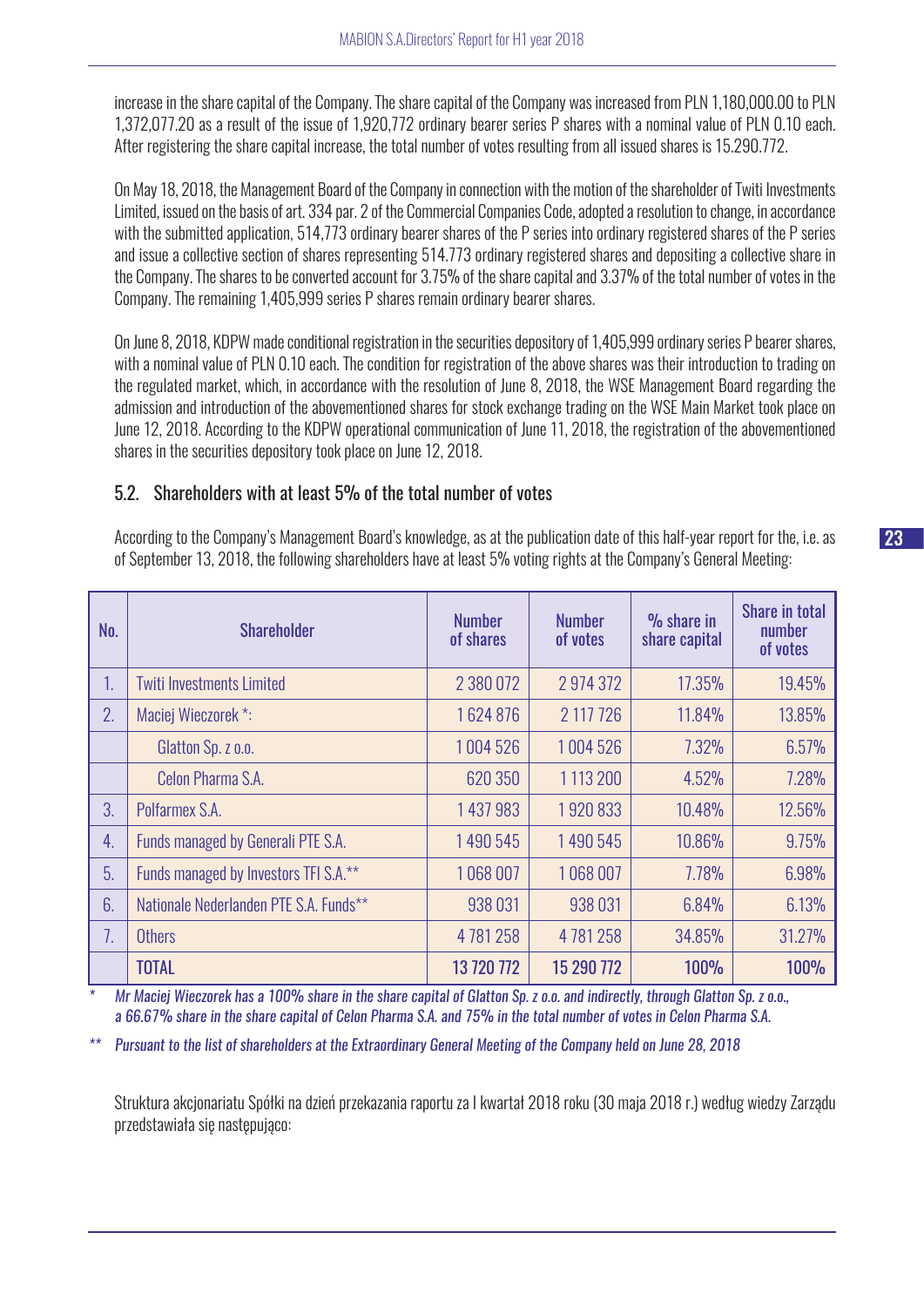increase in the share capital of the Company. The share capital of the Company was increased from PLN 1,180,000.00 to PLN 1,372,077.20 as a result of the issue of 1,920,772 ordinary bearer series P shares with a nominal value of PLN 0.10 each. After registering the share capital increase, the total number of votes resulting from all issued shares is 15.290.772.

On May 18, 2018, the Management Board of the Company in connection with the motion of the shareholder of Twiti Investments Limited, issued on the basis of art. 334 par. 2 of the Commercial Companies Code, adopted a resolution to change, in accordance with the submitted application, 514,773 ordinary bearer shares of the P series into ordinary registered shares of the P series and issue a collective section of shares representing 514.773 ordinary registered shares and depositing a collective share in the Company. The shares to be converted account for 3.75% of the share capital and 3.37% of the total number of votes in the Company. The remaining 1,405,999 series P shares remain ordinary bearer shares.

On June 8, 2018, KDPW made conditional registration in the securities depository of 1,405,999 ordinary series P bearer shares, with a nominal value of PLN 0.10 each. The condition for registration of the above shares was their introduction to trading on the regulated market, which, in accordance with the resolution of June 8, 2018, the WSE Management Board regarding the admission and introduction of the abovementioned shares for stock exchange trading on the WSE Main Market took place on June 12, 2018. According to the KDPW operational communication of June 11, 2018, the registration of the abovementioned shares in the securities depository took place on June 12, 2018.

## 5.2. Shareholders with at least 5% of the total number of votes

According to the Company's Management Board's knowledge, as at the publication date of this half-year report for the, i.e. as of September 13, 2018, the following shareholders have at least 5% voting rights at the Company's General Meeting:

| No. | Shareholder | Number of shares | Number of votes | % share in share capital | Share in total number of votes |
|---|---|---|---|---|---|
| 1. | Twiti Investments Limited | 2 380 072 | 2 974 372 | 17.35% | 19.45% |
| 2. | Maciej Wieczorek *: | 1 624 876 | 2 117 726 | 11.84% | 13.85% |
| | Glatton Sp. z o.o. | 1 004 526 | 1 004 526 | 7.32% | 6.57% |
| | Celon Pharma S.A. | 620 350 | 1 113 200 | 4.52% | 7.28% |
| 3. | Polfarmex S.A. | 1 437 983 | 1 920 833 | 10.48% | 12.56% |
| 4. | Funds managed by Generali PTE S.A. | 1 490 545 | 1 490 545 | 10.86% | 9.75% |
| 5. | Funds managed by Investors TFI S.A.** | 1 068 007 | 1 068 007 | 7.78% | 6.98% |
| 6. | Nationale Nederlanden PTE S.A. Funds** | 938 031 | 938 031 | 6.84% | 6.13% |
| 7. | Others | 4 781 258 | 4 781 258 | 34.85% | 31.27% |
| | **TOTAL** | **13 720 772** | **15 290 772** | **100%** | **100%** |

\* *Mr Maciej Wieczorek has a 100% share in the share capital of Glatton Sp. z o.o. and indirectly, through Glatton Sp. z o.o., a 66.67% share in the share capital of Celon Pharma S.A. and 75% in the total number of votes in Celon Pharma S.A.*

\*\* *Pursuant to the list of shareholders at the Extraordinary General Meeting of the Company held on June 28, 2018*

Struktura akcjonariatu Spółki na dzień przekazania raportu za I kwartał 2018 roku (30 maja 2018 r.) według wiedzy Zarządu przedstawiała się następująco: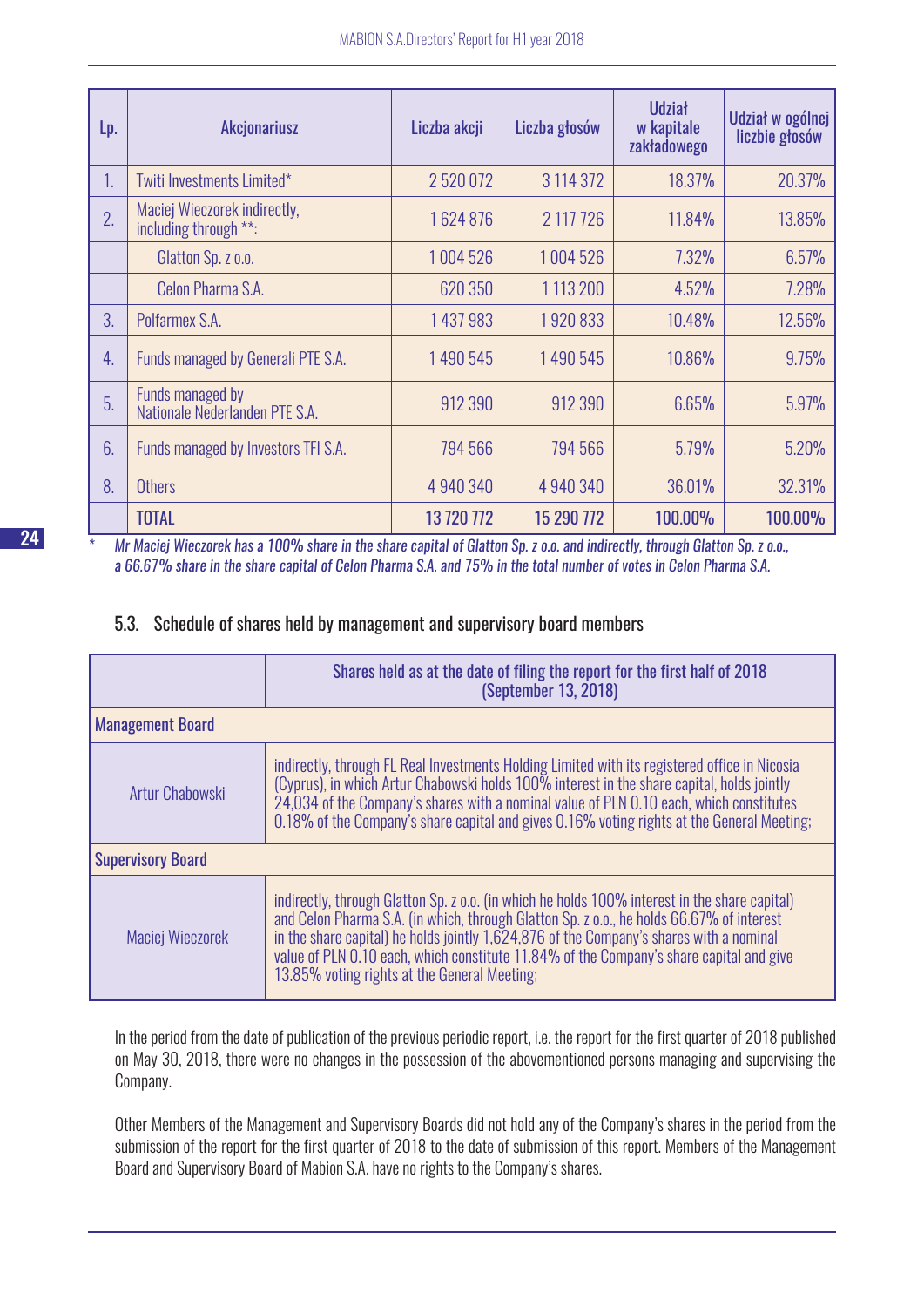| Lp. | Akcjonariusz | Liczba akcji | Liczba głosów | Udział w kapitale zakładowego | Udział w ogólnej liczbie głosów |
|---|---|---|---|---|---|
| 1. | Twiti Investments Limited* | 2 520 072 | 3 114 372 | 18.37% | 20.37% |
| 2. | Maciej Wieczorek indirectly, including through **: | 1 624 876 | 2 117 726 | 11.84% | 13.85% |
| | Glatton Sp. z o.o. | 1 004 526 | 1 004 526 | 7.32% | 6.57% |
| | Celon Pharma S.A. | 620 350 | 1 113 200 | 4.52% | 7.28% |
| 3. | Polfarmex S.A. | 1 437 983 | 1 920 833 | 10.48% | 12.56% |
| 4. | Funds managed by Generali PTE S.A. | 1 490 545 | 1 490 545 | 10.86% | 9.75% |
| 5. | Funds managed by Nationale Nederlanden PTE S.A. | 912 390 | 912 390 | 6.65% | 5.97% |
| 6. | Funds managed by Investors TFI S.A. | 794 566 | 794 566 | 5.79% | 5.20% |
| 8. | Others | 4 940 340 | 4 940 340 | 36.01% | 32.31% |
| | **TOTAL** | **13 720 772** | **15 290 772** | **100.00%** | **100.00%** |

* *Mr Maciej Wieczorek has a 100% share in the share capital of Glatton Sp. z o.o. and indirectly, through Glatton Sp. z o.o., a 66.67% share in the share capital of Celon Pharma S.A. and 75% in the total number of votes in Celon Pharma S.A.*

### 5.3. Schedule of shares held by management and supervisory board members

| | Shares held as at the date of filing the report for the first half of 2018 (September 13, 2018) |
|---|---|
| **Management Board** | |
| Artur Chabowski | indirectly, through FL Real Investments Holding Limited with its registered office in Nicosia (Cyprus), in which Artur Chabowski holds 100% interest in the share capital, holds jointly 24,034 of the Company's shares with a nominal value of PLN 0.10 each, which constitutes 0.18% of the Company's share capital and gives 0.16% voting rights at the General Meeting; |
| **Supervisory Board** | |
| Maciej Wieczorek | indirectly, through Glatton Sp. z o.o. (in which he holds 100% interest in the share capital) and Celon Pharma S.A. (in which, through Glatton Sp. z o.o., he holds 66.67% of interest in the share capital) he holds jointly 1,624,876 of the Company's shares with a nominal value of PLN 0.10 each, which constitute 11.84% of the Company's share capital and give 13.85% voting rights at the General Meeting; |

In the period from the date of publication of the previous periodic report, i.e. the report for the first quarter of 2018 published on May 30, 2018, there were no changes in the possession of the abovementioned persons managing and supervising the Company.

Other Members of the Management and Supervisory Boards did not hold any of the Company's shares in the period from the submission of the report for the first quarter of 2018 to the date of submission of this report. Members of the Management Board and Supervisory Board of Mabion S.A. have no rights to the Company's shares.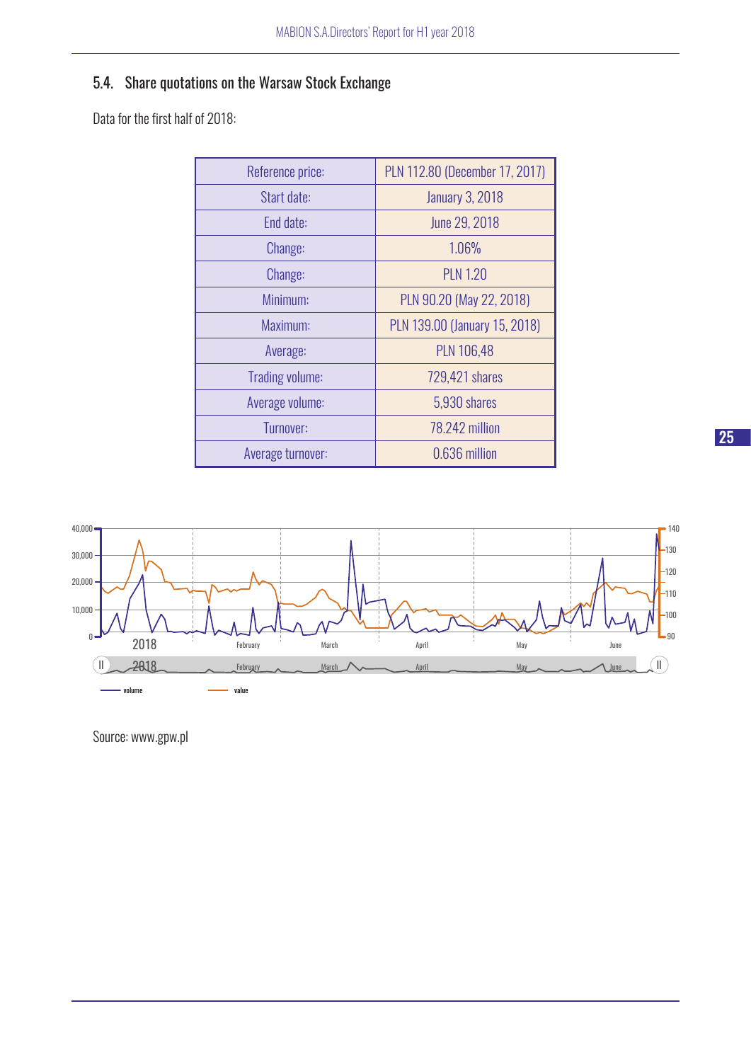## 5.4. Share quotations on the Warsaw Stock Exchange

Data for the first half of 2018:

| | |
|---|---|
| Reference price: | PLN 112.80 (December 17, 2017) |
| Start date: | January 3, 2018 |
| End date: | June 29, 2018 |
| Change: | 1.06% |
| Change: | PLN 1.20 |
| Minimum: | PLN 90.20 (May 22, 2018) |
| Maximum: | PLN 139.00 (January 15, 2018) |
| Average: | PLN 106,48 |
| Trading volume: | 729,421 shares |
| Average volume: | 5,930 shares |
| Turnover: | 78.242 million |
| Average turnover: | 0.636 million |

Source: www.gpw.pl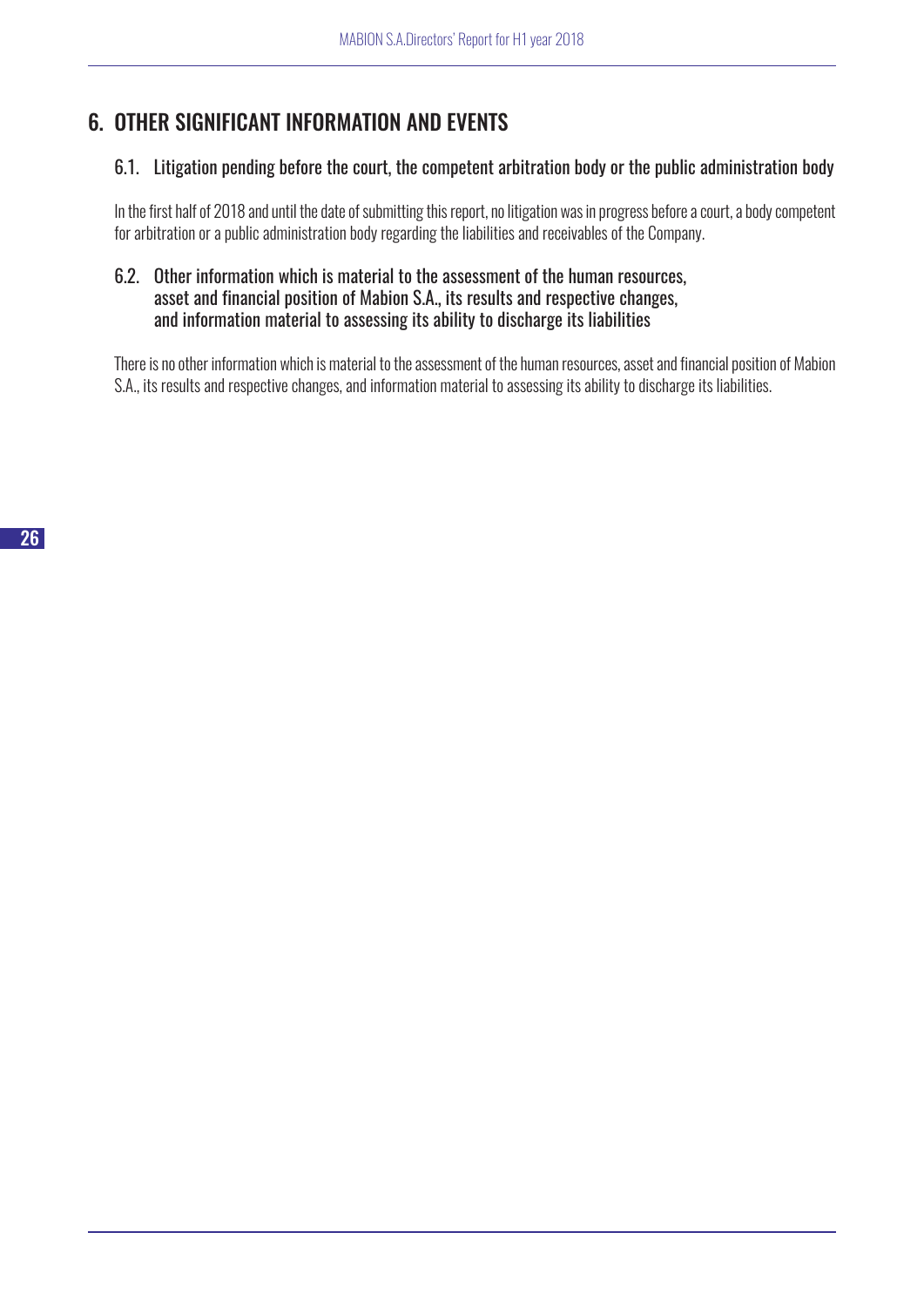# 6. OTHER SIGNIFICANT INFORMATION AND EVENTS

## 6.1. Litigation pending before the court, the competent arbitration body or the public administration body

In the first half of 2018 and until the date of submitting this report, no litigation was in progress before a court, a body competent for arbitration or a public administration body regarding the liabilities and receivables of the Company.

## 6.2. Other information which is material to the assessment of the human resources, asset and financial position of Mabion S.A., its results and respective changes, and information material to assessing its ability to discharge its liabilities

There is no other information which is material to the assessment of the human resources, asset and financial position of Mabion S.A., its results and respective changes, and information material to assessing its ability to discharge its liabilities.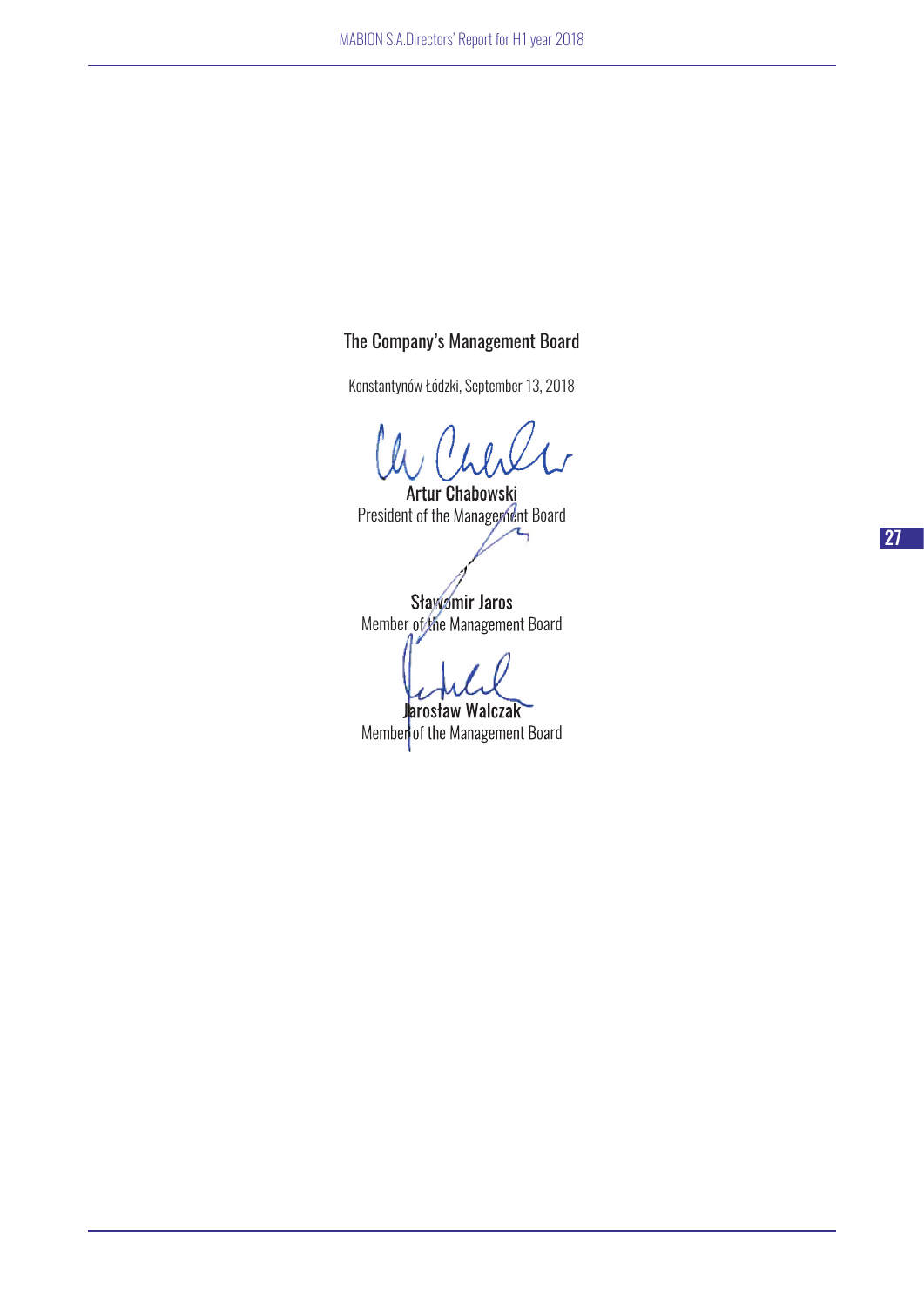## The Company's Management Board

Konstantynów Łódzki, September 13, 2018

**Artur Chabowski**
President of the Management Board

**Sławomir Jaros**
Member of the Management Board

**Jarosław Walczak**
Member of the Management Board